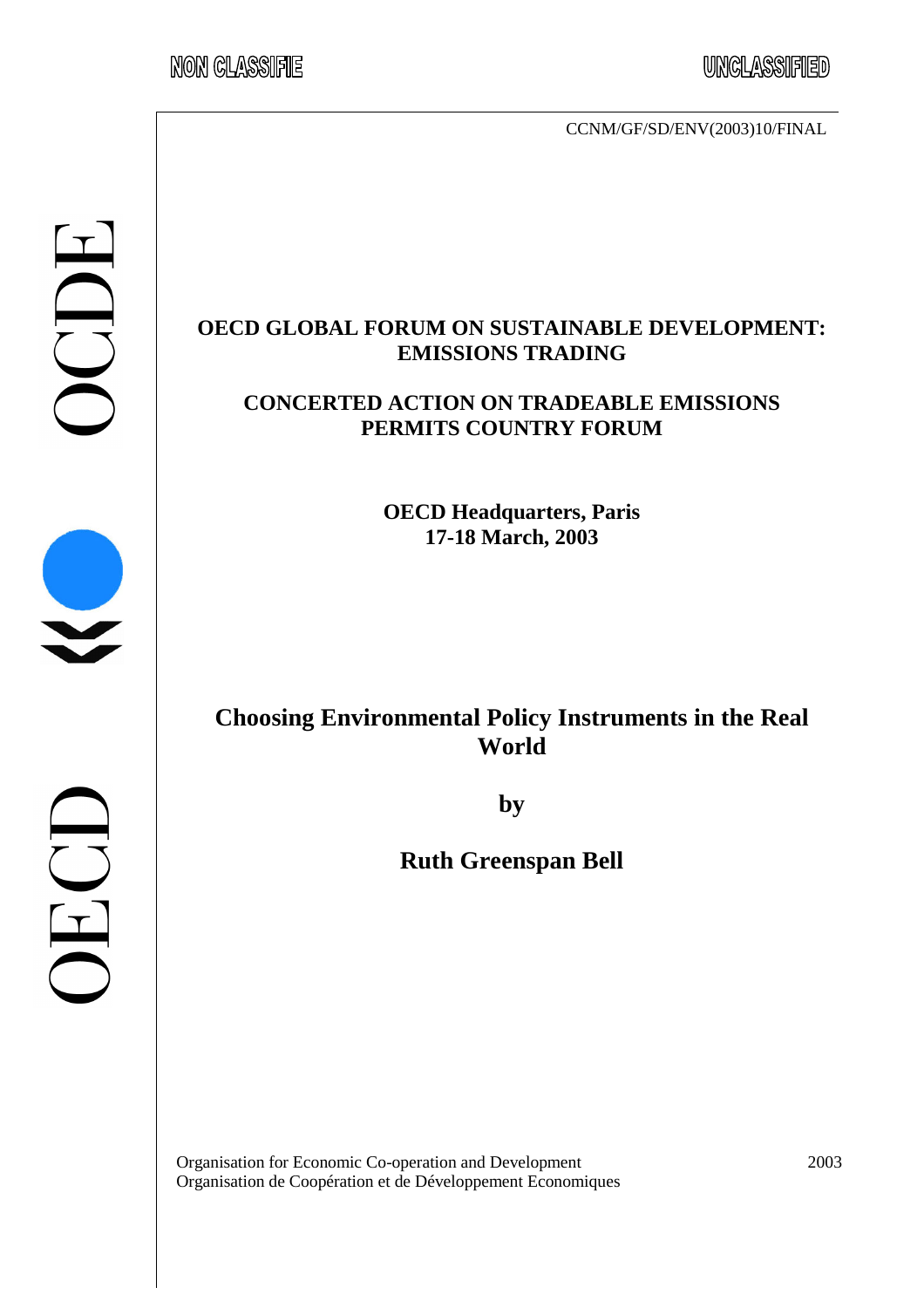NON CLASSIFIE

UNCLASSIFIED

CCNM/GF/SD/ENV(2003)10/FINAL

OCDE

OECD

**OECD GLOBAL FORUM ON SUSTAINABLE DEVELOPMENT: EMISSIONS TRADING**

**CONCERTED ACTION ON TRADEABLE EMISSIONS PERMITS COUNTRY FORUM**

**OECD Headquarters, Paris**
**17-18 March, 2003**

# Choosing Environmental Policy Instruments in the Real World

**by**

**Ruth Greenspan Bell**

Organisation for Economic Co-operation and Development
Organisation de Coopération et de Développement Economiques

2003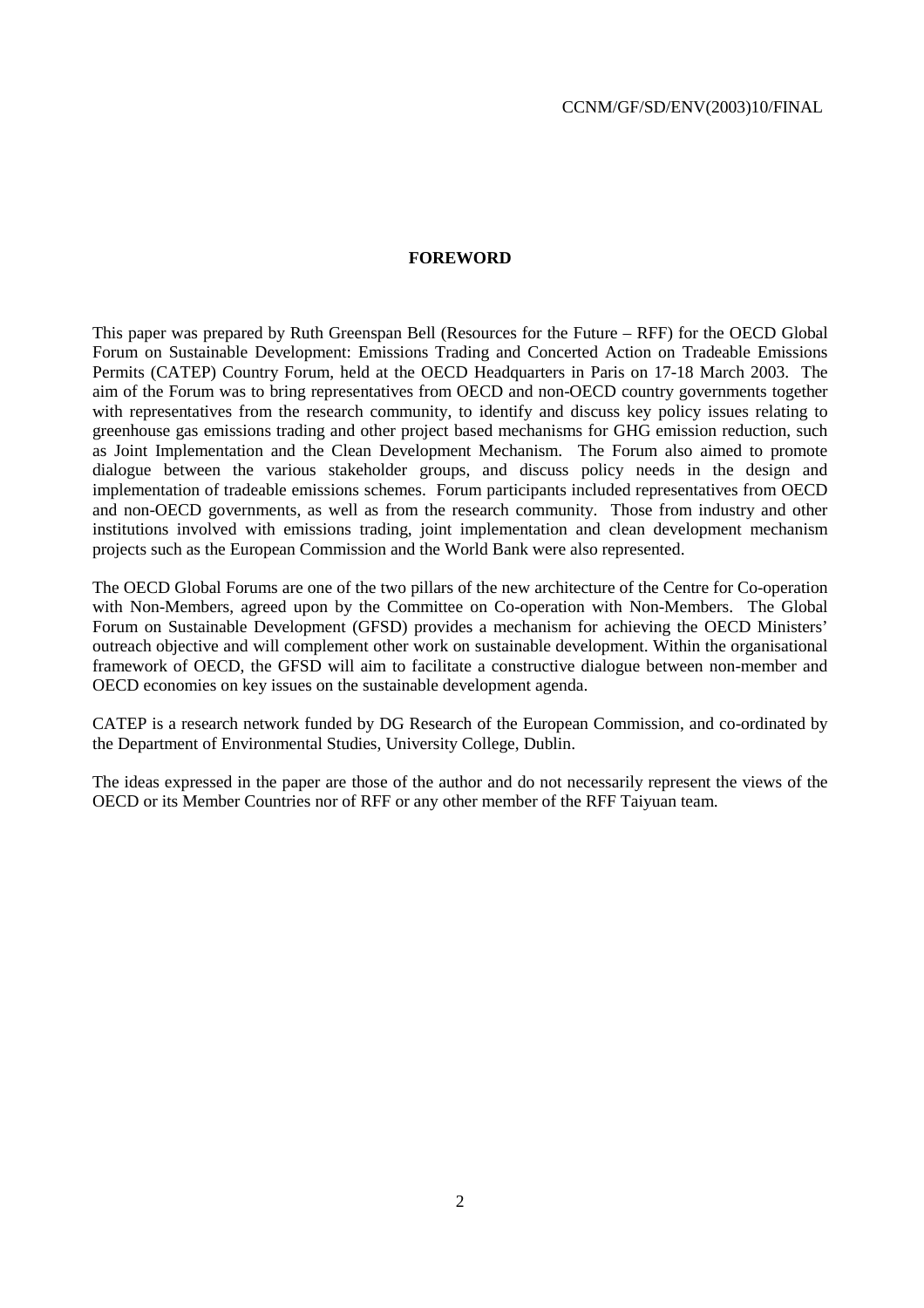## FOREWORD

This paper was prepared by Ruth Greenspan Bell (Resources for the Future – RFF) for the OECD Global Forum on Sustainable Development: Emissions Trading and Concerted Action on Tradeable Emissions Permits (CATEP) Country Forum, held at the OECD Headquarters in Paris on 17-18 March 2003. The aim of the Forum was to bring representatives from OECD and non-OECD country governments together with representatives from the research community, to identify and discuss key policy issues relating to greenhouse gas emissions trading and other project based mechanisms for GHG emission reduction, such as Joint Implementation and the Clean Development Mechanism. The Forum also aimed to promote dialogue between the various stakeholder groups, and discuss policy needs in the design and implementation of tradeable emissions schemes. Forum participants included representatives from OECD and non-OECD governments, as well as from the research community. Those from industry and other institutions involved with emissions trading, joint implementation and clean development mechanism projects such as the European Commission and the World Bank were also represented.

The OECD Global Forums are one of the two pillars of the new architecture of the Centre for Co-operation with Non-Members, agreed upon by the Committee on Co-operation with Non-Members. The Global Forum on Sustainable Development (GFSD) provides a mechanism for achieving the OECD Ministers' outreach objective and will complement other work on sustainable development. Within the organisational framework of OECD, the GFSD will aim to facilitate a constructive dialogue between non-member and OECD economies on key issues on the sustainable development agenda.

CATEP is a research network funded by DG Research of the European Commission, and co-ordinated by the Department of Environmental Studies, University College, Dublin.

The ideas expressed in the paper are those of the author and do not necessarily represent the views of the OECD or its Member Countries nor of RFF or any other member of the RFF Taiyuan team.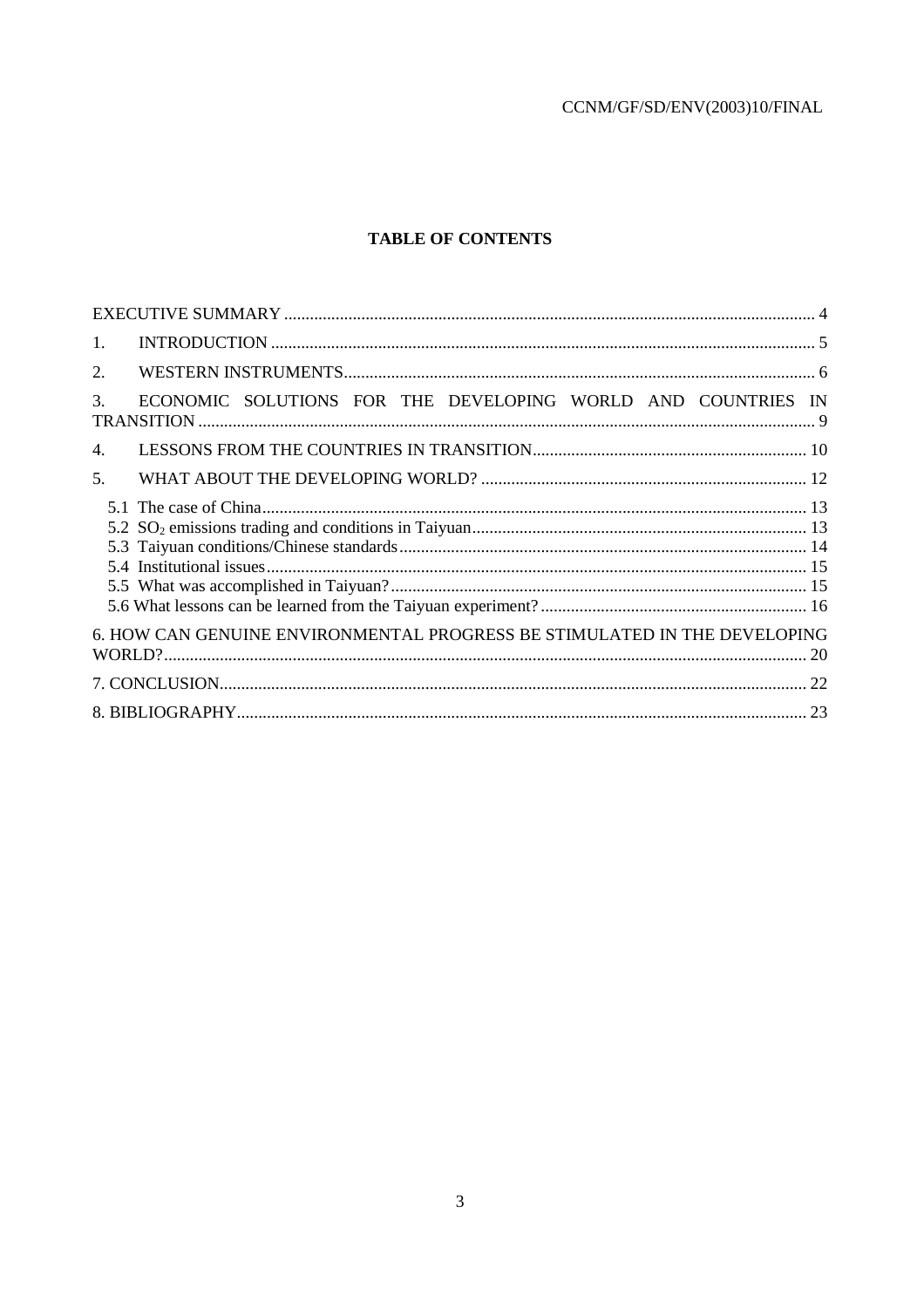# TABLE OF CONTENTS

| | |
|---|---|
| EXECUTIVE SUMMARY | 4 |
| 1. INTRODUCTION | 5 |
| 2. WESTERN INSTRUMENTS | 6 |
| 3. ECONOMIC SOLUTIONS FOR THE DEVELOPING WORLD AND COUNTRIES IN TRANSITION | 9 |
| 4. LESSONS FROM THE COUNTRIES IN TRANSITION | 10 |
| 5. WHAT ABOUT THE DEVELOPING WORLD? | 12 |
| 5.1 The case of China | 13 |
| 5.2 $SO_2$ emissions trading and conditions in Taiyuan | 13 |
| 5.3 Taiyuan conditions/Chinese standards | 14 |
| 5.4 Institutional issues | 15 |
| 5.5 What was accomplished in Taiyuan? | 15 |
| 5.6 What lessons can be learned from the Taiyuan experiment? | 16 |
| 6. HOW CAN GENUINE ENVIRONMENTAL PROGRESS BE STIMULATED IN THE DEVELOPING WORLD? | 20 |
| 7. CONCLUSION | 22 |
| 8. BIBLIOGRAPHY | 23 |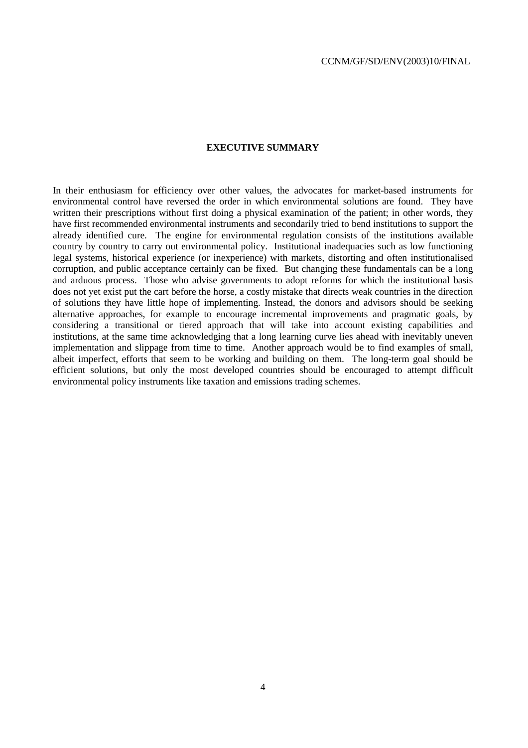## EXECUTIVE SUMMARY

In their enthusiasm for efficiency over other values, the advocates for market-based instruments for environmental control have reversed the order in which environmental solutions are found. They have written their prescriptions without first doing a physical examination of the patient; in other words, they have first recommended environmental instruments and secondarily tried to bend institutions to support the already identified cure. The engine for environmental regulation consists of the institutions available country by country to carry out environmental policy. Institutional inadequacies such as low functioning legal systems, historical experience (or inexperience) with markets, distorting and often institutionalised corruption, and public acceptance certainly can be fixed. But changing these fundamentals can be a long and arduous process. Those who advise governments to adopt reforms for which the institutional basis does not yet exist put the cart before the horse, a costly mistake that directs weak countries in the direction of solutions they have little hope of implementing. Instead, the donors and advisors should be seeking alternative approaches, for example to encourage incremental improvements and pragmatic goals, by considering a transitional or tiered approach that will take into account existing capabilities and institutions, at the same time acknowledging that a long learning curve lies ahead with inevitably uneven implementation and slippage from time to time. Another approach would be to find examples of small, albeit imperfect, efforts that seem to be working and building on them. The long-term goal should be efficient solutions, but only the most developed countries should be encouraged to attempt difficult environmental policy instruments like taxation and emissions trading schemes.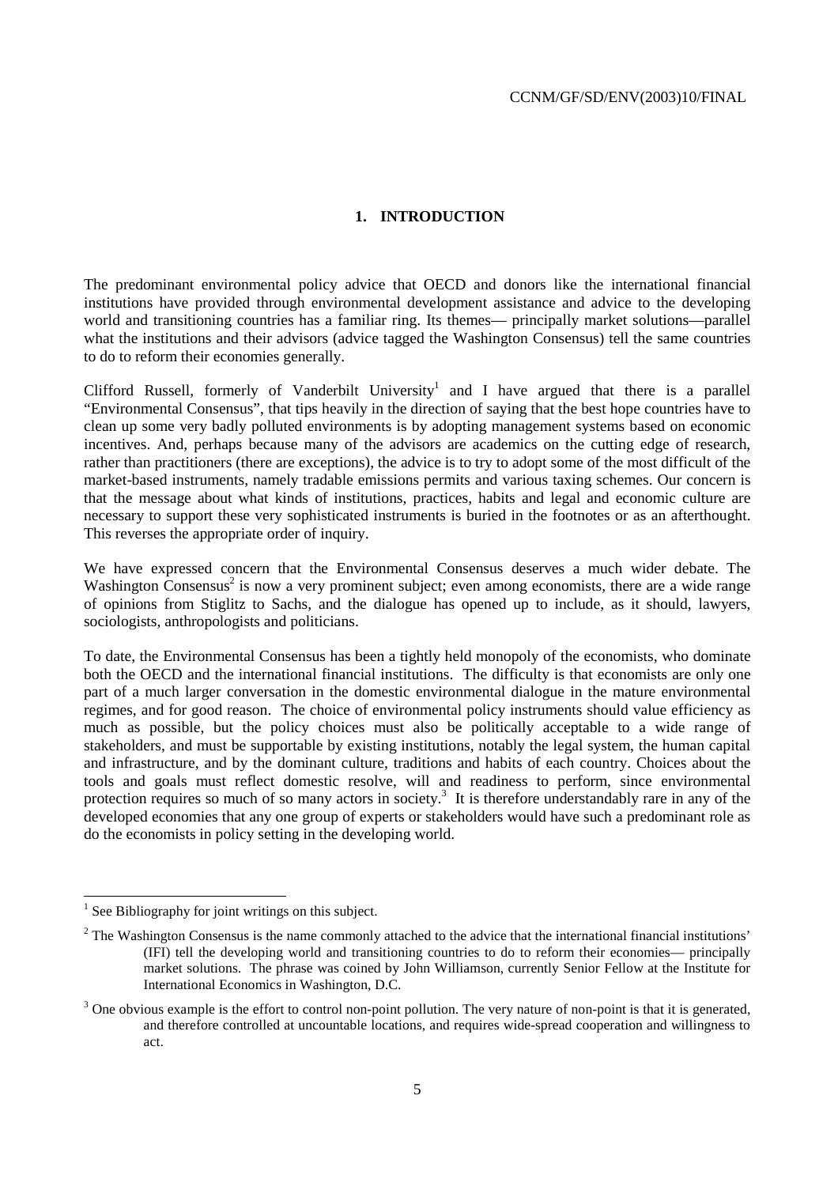# 1. INTRODUCTION

The predominant environmental policy advice that OECD and donors like the international financial institutions have provided through environmental development assistance and advice to the developing world and transitioning countries has a familiar ring. Its themes— principally market solutions—parallel what the institutions and their advisors (advice tagged the Washington Consensus) tell the same countries to do to reform their economies generally.

Clifford Russell, formerly of Vanderbilt University[1] and I have argued that there is a parallel "Environmental Consensus", that tips heavily in the direction of saying that the best hope countries have to clean up some very badly polluted environments is by adopting management systems based on economic incentives. And, perhaps because many of the advisors are academics on the cutting edge of research, rather than practitioners (there are exceptions), the advice is to try to adopt some of the most difficult of the market-based instruments, namely tradable emissions permits and various taxing schemes. Our concern is that the message about what kinds of institutions, practices, habits and legal and economic culture are necessary to support these very sophisticated instruments is buried in the footnotes or as an afterthought. This reverses the appropriate order of inquiry.

We have expressed concern that the Environmental Consensus deserves a much wider debate. The Washington Consensus[2] is now a very prominent subject; even among economists, there are a wide range of opinions from Stiglitz to Sachs, and the dialogue has opened up to include, as it should, lawyers, sociologists, anthropologists and politicians.

To date, the Environmental Consensus has been a tightly held monopoly of the economists, who dominate both the OECD and the international financial institutions. The difficulty is that economists are only one part of a much larger conversation in the domestic environmental dialogue in the mature environmental regimes, and for good reason. The choice of environmental policy instruments should value efficiency as much as possible, but the policy choices must also be politically acceptable to a wide range of stakeholders, and must be supportable by existing institutions, notably the legal system, the human capital and infrastructure, and by the dominant culture, traditions and habits of each country. Choices about the tools and goals must reflect domestic resolve, will and readiness to perform, since environmental protection requires so much of so many actors in society.[3] It is therefore understandably rare in any of the developed economies that any one group of experts or stakeholders would have such a predominant role as do the economists in policy setting in the developing world.

---

[1] See Bibliography for joint writings on this subject.

[2] The Washington Consensus is the name commonly attached to the advice that the international financial institutions' (IFI) tell the developing world and transitioning countries to do to reform their economies— principally market solutions. The phrase was coined by John Williamson, currently Senior Fellow at the Institute for International Economics in Washington, D.C.

[3] One obvious example is the effort to control non-point pollution. The very nature of non-point is that it is generated, and therefore controlled at uncountable locations, and requires wide-spread cooperation and willingness to act.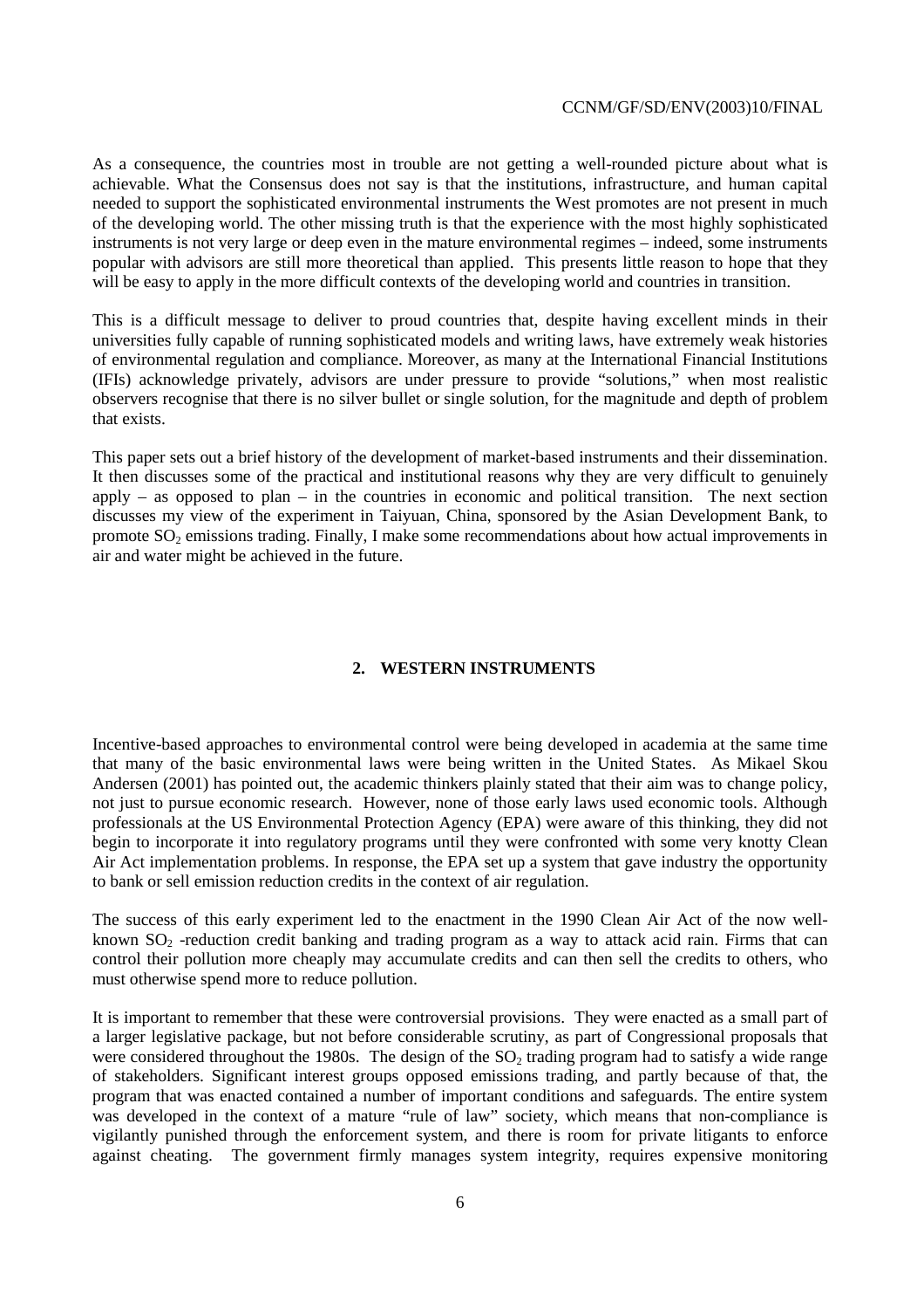As a consequence, the countries most in trouble are not getting a well-rounded picture about what is achievable. What the Consensus does not say is that the institutions, infrastructure, and human capital needed to support the sophisticated environmental instruments the West promotes are not present in much of the developing world. The other missing truth is that the experience with the most highly sophisticated instruments is not very large or deep even in the mature environmental regimes – indeed, some instruments popular with advisors are still more theoretical than applied. This presents little reason to hope that they will be easy to apply in the more difficult contexts of the developing world and countries in transition.

This is a difficult message to deliver to proud countries that, despite having excellent minds in their universities fully capable of running sophisticated models and writing laws, have extremely weak histories of environmental regulation and compliance. Moreover, as many at the International Financial Institutions (IFIs) acknowledge privately, advisors are under pressure to provide "solutions," when most realistic observers recognise that there is no silver bullet or single solution, for the magnitude and depth of problem that exists.

This paper sets out a brief history of the development of market-based instruments and their dissemination. It then discusses some of the practical and institutional reasons why they are very difficult to genuinely apply – as opposed to plan – in the countries in economic and political transition. The next section discusses my view of the experiment in Taiyuan, China, sponsored by the Asian Development Bank, to promote $SO_2$ emissions trading. Finally, I make some recommendations about how actual improvements in air and water might be achieved in the future.

## 2. WESTERN INSTRUMENTS

Incentive-based approaches to environmental control were being developed in academia at the same time that many of the basic environmental laws were being written in the United States. As Mikael Skou Andersen (2001) has pointed out, the academic thinkers plainly stated that their aim was to change policy, not just to pursue economic research. However, none of those early laws used economic tools. Although professionals at the US Environmental Protection Agency (EPA) were aware of this thinking, they did not begin to incorporate it into regulatory programs until they were confronted with some very knotty Clean Air Act implementation problems. In response, the EPA set up a system that gave industry the opportunity to bank or sell emission reduction credits in the context of air regulation.

The success of this early experiment led to the enactment in the 1990 Clean Air Act of the now well-known $SO_2$ -reduction credit banking and trading program as a way to attack acid rain. Firms that can control their pollution more cheaply may accumulate credits and can then sell the credits to others, who must otherwise spend more to reduce pollution.

It is important to remember that these were controversial provisions. They were enacted as a small part of a larger legislative package, but not before considerable scrutiny, as part of Congressional proposals that were considered throughout the 1980s. The design of the $SO_2$ trading program had to satisfy a wide range of stakeholders. Significant interest groups opposed emissions trading, and partly because of that, the program that was enacted contained a number of important conditions and safeguards. The entire system was developed in the context of a mature "rule of law" society, which means that non-compliance is vigilantly punished through the enforcement system, and there is room for private litigants to enforce against cheating. The government firmly manages system integrity, requires expensive monitoring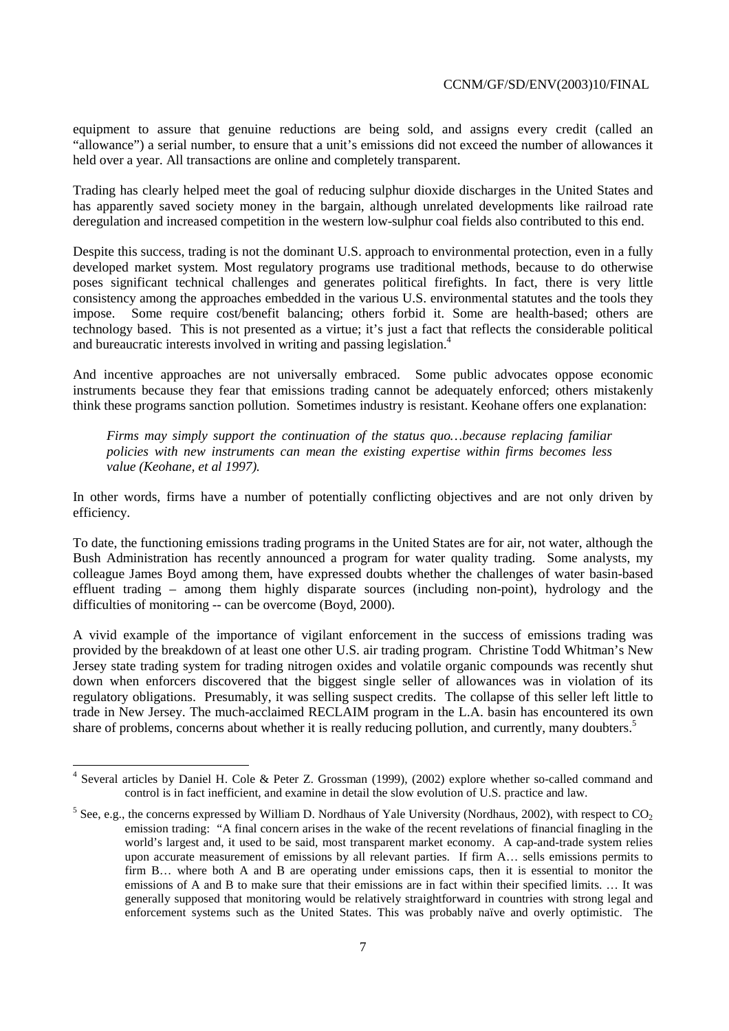equipment to assure that genuine reductions are being sold, and assigns every credit (called an "allowance") a serial number, to ensure that a unit's emissions did not exceed the number of allowances it held over a year. All transactions are online and completely transparent.

Trading has clearly helped meet the goal of reducing sulphur dioxide discharges in the United States and has apparently saved society money in the bargain, although unrelated developments like railroad rate deregulation and increased competition in the western low-sulphur coal fields also contributed to this end.

Despite this success, trading is not the dominant U.S. approach to environmental protection, even in a fully developed market system. Most regulatory programs use traditional methods, because to do otherwise poses significant technical challenges and generates political firefights. In fact, there is very little consistency among the approaches embedded in the various U.S. environmental statutes and the tools they impose. Some require cost/benefit balancing; others forbid it. Some are health-based; others are technology based. This is not presented as a virtue; it's just a fact that reflects the considerable political and bureaucratic interests involved in writing and passing legislation.[4]

And incentive approaches are not universally embraced. Some public advocates oppose economic instruments because they fear that emissions trading cannot be adequately enforced; others mistakenly think these programs sanction pollution. Sometimes industry is resistant. Keohane offers one explanation:

> *Firms may simply support the continuation of the status quo…because replacing familiar policies with new instruments can mean the existing expertise within firms becomes less value (Keohane, et al 1997).*

In other words, firms have a number of potentially conflicting objectives and are not only driven by efficiency.

To date, the functioning emissions trading programs in the United States are for air, not water, although the Bush Administration has recently announced a program for water quality trading. Some analysts, my colleague James Boyd among them, have expressed doubts whether the challenges of water basin-based effluent trading – among them highly disparate sources (including non-point), hydrology and the difficulties of monitoring -- can be overcome (Boyd, 2000).

A vivid example of the importance of vigilant enforcement in the success of emissions trading was provided by the breakdown of at least one other U.S. air trading program. Christine Todd Whitman's New Jersey state trading system for trading nitrogen oxides and volatile organic compounds was recently shut down when enforcers discovered that the biggest single seller of allowances was in violation of its regulatory obligations. Presumably, it was selling suspect credits. The collapse of this seller left little to trade in New Jersey. The much-acclaimed RECLAIM program in the L.A. basin has encountered its own share of problems, concerns about whether it is really reducing pollution, and currently, many doubters.[5]

---

[4] Several articles by Daniel H. Cole & Peter Z. Grossman (1999), (2002) explore whether so-called command and control is in fact inefficient, and examine in detail the slow evolution of U.S. practice and law.

[5] See, e.g., the concerns expressed by William D. Nordhaus of Yale University (Nordhaus, 2002), with respect to $CO_2$ emission trading: "A final concern arises in the wake of the recent revelations of financial finagling in the world's largest and, it used to be said, most transparent market economy. A cap-and-trade system relies upon accurate measurement of emissions by all relevant parties. If firm A… sells emissions permits to firm B… where both A and B are operating under emissions caps, then it is essential to monitor the emissions of A and B to make sure that their emissions are in fact within their specified limits. … It was generally supposed that monitoring would be relatively straightforward in countries with strong legal and enforcement systems such as the United States. This was probably naïve and overly optimistic. The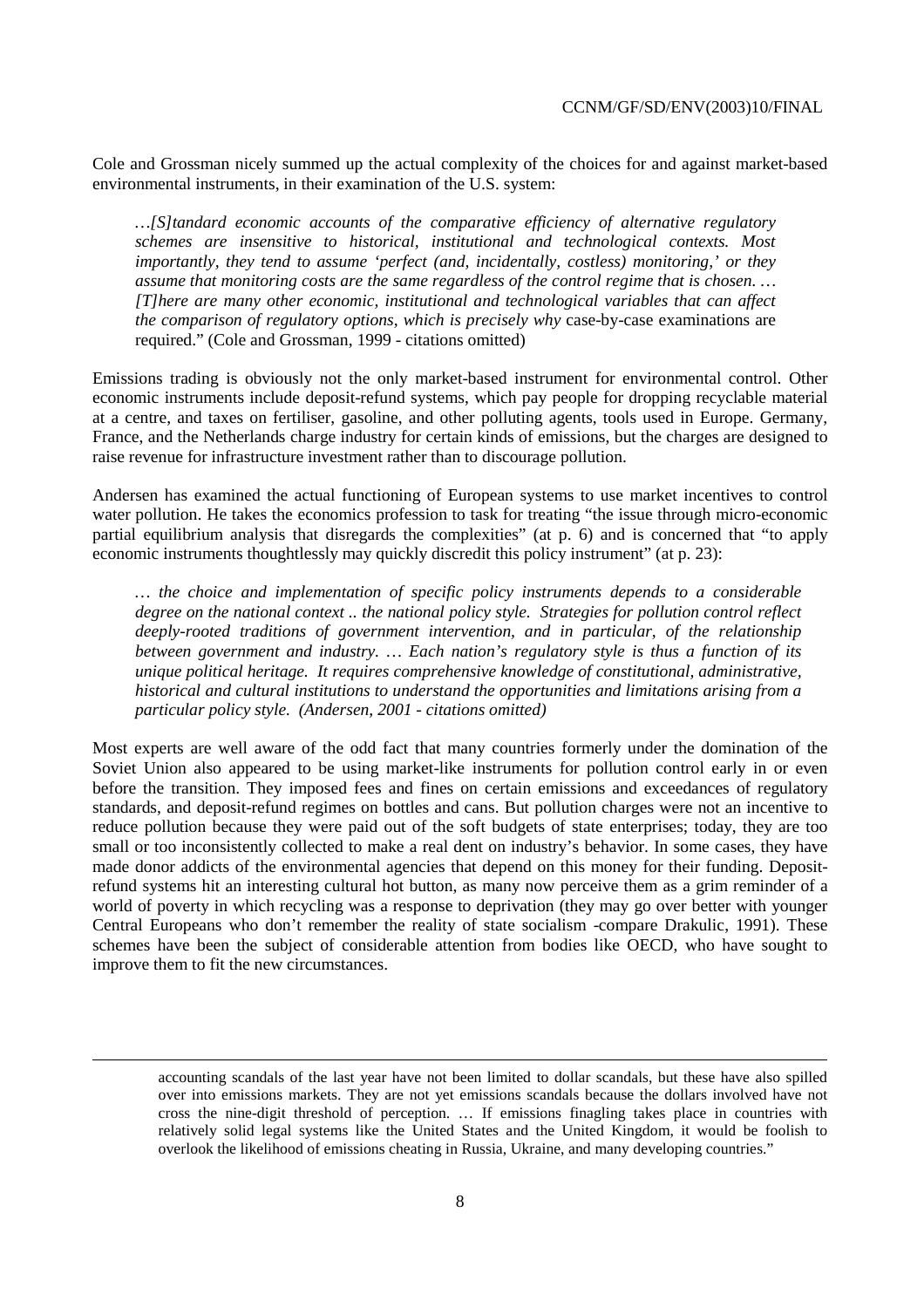Cole and Grossman nicely summed up the actual complexity of the choices for and against market-based environmental instruments, in their examination of the U.S. system:

> …[S]tandard economic accounts of the comparative efficiency of alternative regulatory schemes are insensitive to historical, institutional and technological contexts. Most importantly, they tend to assume 'perfect (and, incidentally, costless) monitoring,' or they assume that monitoring costs are the same regardless of the control regime that is chosen. … [T]here are many other economic, institutional and technological variables that can affect the comparison of regulatory options, which is precisely why case-by-case examinations are required." (Cole and Grossman, 1999 - citations omitted)

Emissions trading is obviously not the only market-based instrument for environmental control. Other economic instruments include deposit-refund systems, which pay people for dropping recyclable material at a centre, and taxes on fertiliser, gasoline, and other polluting agents, tools used in Europe. Germany, France, and the Netherlands charge industry for certain kinds of emissions, but the charges are designed to raise revenue for infrastructure investment rather than to discourage pollution.

Andersen has examined the actual functioning of European systems to use market incentives to control water pollution. He takes the economics profession to task for treating "the issue through micro-economic partial equilibrium analysis that disregards the complexities" (at p. 6) and is concerned that "to apply economic instruments thoughtlessly may quickly discredit this policy instrument" (at p. 23):

> *… the choice and implementation of specific policy instruments depends to a considerable degree on the national context .. the national policy style. Strategies for pollution control reflect deeply-rooted traditions of government intervention, and in particular, of the relationship between government and industry. … Each nation's regulatory style is thus a function of its unique political heritage. It requires comprehensive knowledge of constitutional, administrative, historical and cultural institutions to understand the opportunities and limitations arising from a particular policy style. (Andersen, 2001 - citations omitted)*

Most experts are well aware of the odd fact that many countries formerly under the domination of the Soviet Union also appeared to be using market-like instruments for pollution control early in or even before the transition. They imposed fees and fines on certain emissions and exceedances of regulatory standards, and deposit-refund regimes on bottles and cans. But pollution charges were not an incentive to reduce pollution because they were paid out of the soft budgets of state enterprises; today, they are too small or too inconsistently collected to make a real dent on industry's behavior. In some cases, they have made donor addicts of the environmental agencies that depend on this money for their funding. Deposit-refund systems hit an interesting cultural hot button, as many now perceive them as a grim reminder of a world of poverty in which recycling was a response to deprivation (they may go over better with younger Central Europeans who don't remember the reality of state socialism -compare Drakulic, 1991). These schemes have been the subject of considerable attention from bodies like OECD, who have sought to improve them to fit the new circumstances.

---

accounting scandals of the last year have not been limited to dollar scandals, but these have also spilled over into emissions markets. They are not yet emissions scandals because the dollars involved have not cross the nine-digit threshold of perception. … If emissions finagling takes place in countries with relatively solid legal systems like the United States and the United Kingdom, it would be foolish to overlook the likelihood of emissions cheating in Russia, Ukraine, and many developing countries."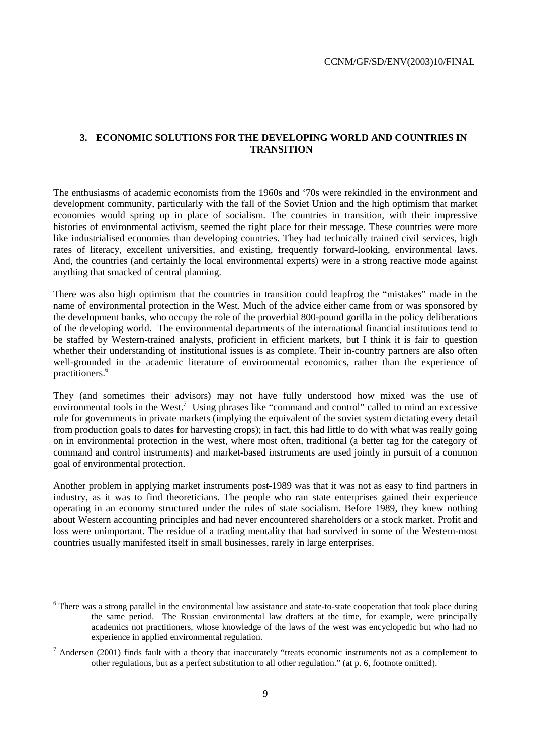## 3. ECONOMIC SOLUTIONS FOR THE DEVELOPING WORLD AND COUNTRIES IN TRANSITION

The enthusiasms of academic economists from the 1960s and '70s were rekindled in the environment and development community, particularly with the fall of the Soviet Union and the high optimism that market economies would spring up in place of socialism. The countries in transition, with their impressive histories of environmental activism, seemed the right place for their message. These countries were more like industrialised economies than developing countries. They had technically trained civil services, high rates of literacy, excellent universities, and existing, frequently forward-looking, environmental laws. And, the countries (and certainly the local environmental experts) were in a strong reactive mode against anything that smacked of central planning.

There was also high optimism that the countries in transition could leapfrog the "mistakes" made in the name of environmental protection in the West. Much of the advice either came from or was sponsored by the development banks, who occupy the role of the proverbial 800-pound gorilla in the policy deliberations of the developing world. The environmental departments of the international financial institutions tend to be staffed by Western-trained analysts, proficient in efficient markets, but I think it is fair to question whether their understanding of institutional issues is as complete. Their in-country partners are also often well-grounded in the academic literature of environmental economics, rather than the experience of practitioners.[6]

They (and sometimes their advisors) may not have fully understood how mixed was the use of environmental tools in the West.[7] Using phrases like "command and control" called to mind an excessive role for governments in private markets (implying the equivalent of the soviet system dictating every detail from production goals to dates for harvesting crops); in fact, this had little to do with what was really going on in environmental protection in the west, where most often, traditional (a better tag for the category of command and control instruments) and market-based instruments are used jointly in pursuit of a common goal of environmental protection.

Another problem in applying market instruments post-1989 was that it was not as easy to find partners in industry, as it was to find theoreticians. The people who ran state enterprises gained their experience operating in an economy structured under the rules of state socialism. Before 1989, they knew nothing about Western accounting principles and had never encountered shareholders or a stock market. Profit and loss were unimportant. The residue of a trading mentality that had survived in some of the Western-most countries usually manifested itself in small businesses, rarely in large enterprises.

---

[6] There was a strong parallel in the environmental law assistance and state-to-state cooperation that took place during the same period. The Russian environmental law drafters at the time, for example, were principally academics not practitioners, whose knowledge of the laws of the west was encyclopedic but who had no experience in applied environmental regulation.

[7] Andersen (2001) finds fault with a theory that inaccurately "treats economic instruments not as a complement to other regulations, but as a perfect substitution to all other regulation." (at p. 6, footnote omitted).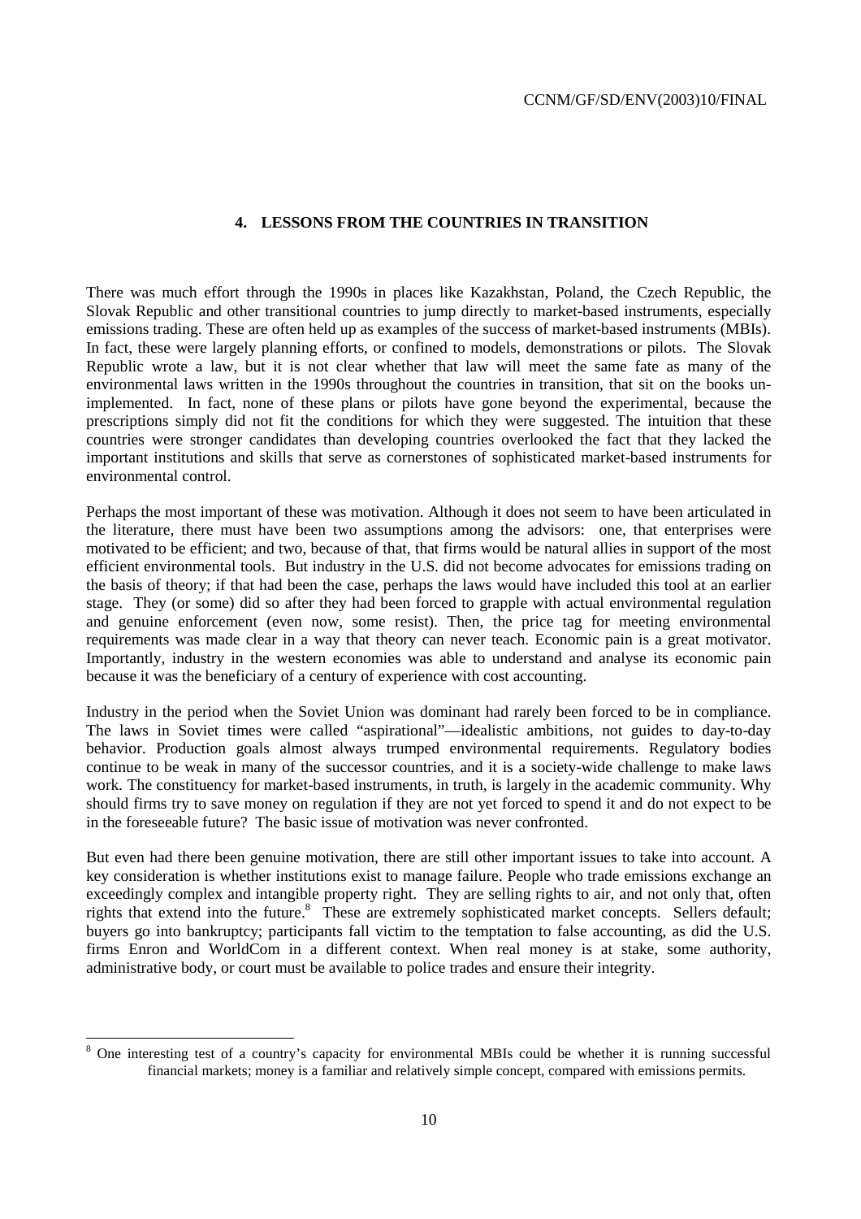## 4. LESSONS FROM THE COUNTRIES IN TRANSITION

There was much effort through the 1990s in places like Kazakhstan, Poland, the Czech Republic, the Slovak Republic and other transitional countries to jump directly to market-based instruments, especially emissions trading. These are often held up as examples of the success of market-based instruments (MBIs). In fact, these were largely planning efforts, or confined to models, demonstrations or pilots. The Slovak Republic wrote a law, but it is not clear whether that law will meet the same fate as many of the environmental laws written in the 1990s throughout the countries in transition, that sit on the books un-implemented. In fact, none of these plans or pilots have gone beyond the experimental, because the prescriptions simply did not fit the conditions for which they were suggested. The intuition that these countries were stronger candidates than developing countries overlooked the fact that they lacked the important institutions and skills that serve as cornerstones of sophisticated market-based instruments for environmental control.

Perhaps the most important of these was motivation. Although it does not seem to have been articulated in the literature, there must have been two assumptions among the advisors: one, that enterprises were motivated to be efficient; and two, because of that, that firms would be natural allies in support of the most efficient environmental tools. But industry in the U.S. did not become advocates for emissions trading on the basis of theory; if that had been the case, perhaps the laws would have included this tool at an earlier stage. They (or some) did so after they had been forced to grapple with actual environmental regulation and genuine enforcement (even now, some resist). Then, the price tag for meeting environmental requirements was made clear in a way that theory can never teach. Economic pain is a great motivator. Importantly, industry in the western economies was able to understand and analyse its economic pain because it was the beneficiary of a century of experience with cost accounting.

Industry in the period when the Soviet Union was dominant had rarely been forced to be in compliance. The laws in Soviet times were called "aspirational"—idealistic ambitions, not guides to day-to-day behavior. Production goals almost always trumped environmental requirements. Regulatory bodies continue to be weak in many of the successor countries, and it is a society-wide challenge to make laws work. The constituency for market-based instruments, in truth, is largely in the academic community. Why should firms try to save money on regulation if they are not yet forced to spend it and do not expect to be in the foreseeable future? The basic issue of motivation was never confronted.

But even had there been genuine motivation, there are still other important issues to take into account. A key consideration is whether institutions exist to manage failure. People who trade emissions exchange an exceedingly complex and intangible property right. They are selling rights to air, and not only that, often rights that extend into the future.[8] These are extremely sophisticated market concepts. Sellers default; buyers go into bankruptcy; participants fall victim to the temptation to false accounting, as did the U.S. firms Enron and WorldCom in a different context. When real money is at stake, some authority, administrative body, or court must be available to police trades and ensure their integrity.

[8] One interesting test of a country's capacity for environmental MBIs could be whether it is running successful financial markets; money is a familiar and relatively simple concept, compared with emissions permits.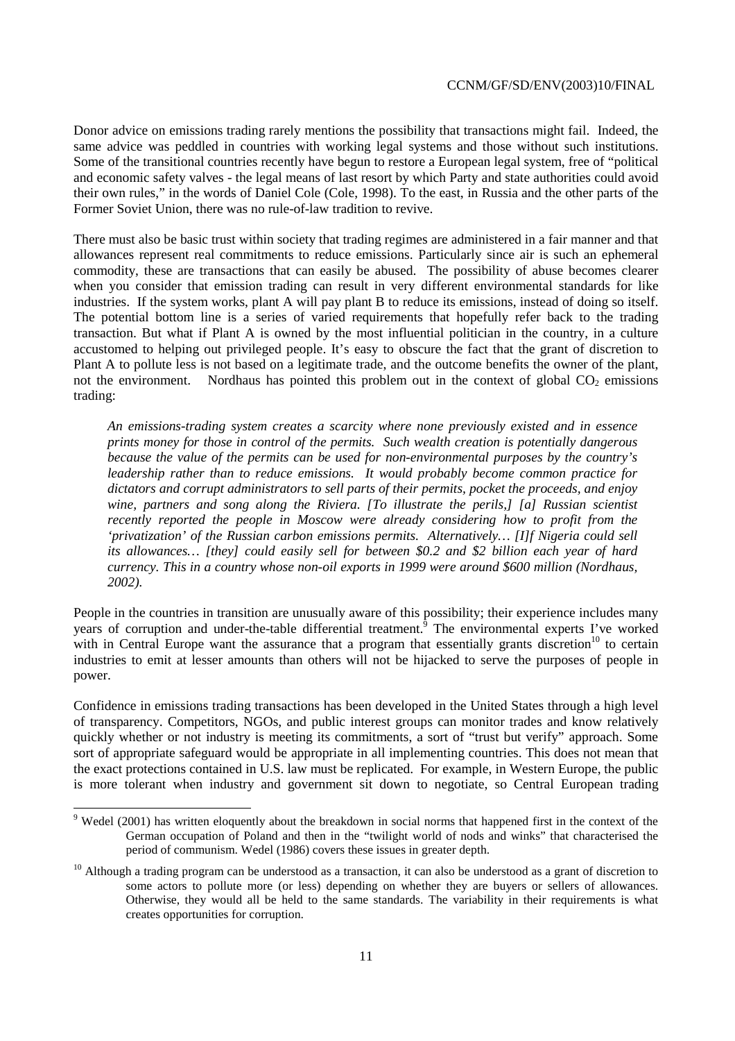Donor advice on emissions trading rarely mentions the possibility that transactions might fail. Indeed, the same advice was peddled in countries with working legal systems and those without such institutions. Some of the transitional countries recently have begun to restore a European legal system, free of "political and economic safety valves - the legal means of last resort by which Party and state authorities could avoid their own rules," in the words of Daniel Cole (Cole, 1998). To the east, in Russia and the other parts of the Former Soviet Union, there was no rule-of-law tradition to revive.

There must also be basic trust within society that trading regimes are administered in a fair manner and that allowances represent real commitments to reduce emissions. Particularly since air is such an ephemeral commodity, these are transactions that can easily be abused. The possibility of abuse becomes clearer when you consider that emission trading can result in very different environmental standards for like industries. If the system works, plant A will pay plant B to reduce its emissions, instead of doing so itself. The potential bottom line is a series of varied requirements that hopefully refer back to the trading transaction. But what if Plant A is owned by the most influential politician in the country, in a culture accustomed to helping out privileged people. It's easy to obscure the fact that the grant of discretion to Plant A to pollute less is not based on a legitimate trade, and the outcome benefits the owner of the plant, not the environment. Nordhaus has pointed this problem out in the context of global $CO_2$ emissions trading:

> *An emissions-trading system creates a scarcity where none previously existed and in essence prints money for those in control of the permits. Such wealth creation is potentially dangerous because the value of the permits can be used for non-environmental purposes by the country's leadership rather than to reduce emissions. It would probably become common practice for dictators and corrupt administrators to sell parts of their permits, pocket the proceeds, and enjoy wine, partners and song along the Riviera. [To illustrate the perils,] [a] Russian scientist recently reported the people in Moscow were already considering how to profit from the 'privatization' of the Russian carbon emissions permits. Alternatively… [I]f Nigeria could sell its allowances… [they] could easily sell for between $0.2 and $2 billion each year of hard currency. This in a country whose non-oil exports in 1999 were around $600 million (Nordhaus, 2002).*

People in the countries in transition are unusually aware of this possibility; their experience includes many years of corruption and under-the-table differential treatment.[9] The environmental experts I've worked with in Central Europe want the assurance that a program that essentially grants discretion[10] to certain industries to emit at lesser amounts than others will not be hijacked to serve the purposes of people in power.

Confidence in emissions trading transactions has been developed in the United States through a high level of transparency. Competitors, NGOs, and public interest groups can monitor trades and know relatively quickly whether or not industry is meeting its commitments, a sort of "trust but verify" approach. Some sort of appropriate safeguard would be appropriate in all implementing countries. This does not mean that the exact protections contained in U.S. law must be replicated. For example, in Western Europe, the public is more tolerant when industry and government sit down to negotiate, so Central European trading

---

[9] Wedel (2001) has written eloquently about the breakdown in social norms that happened first in the context of the German occupation of Poland and then in the "twilight world of nods and winks" that characterised the period of communism. Wedel (1986) covers these issues in greater depth.

[10] Although a trading program can be understood as a transaction, it can also be understood as a grant of discretion to some actors to pollute more (or less) depending on whether they are buyers or sellers of allowances. Otherwise, they would all be held to the same standards. The variability in their requirements is what creates opportunities for corruption.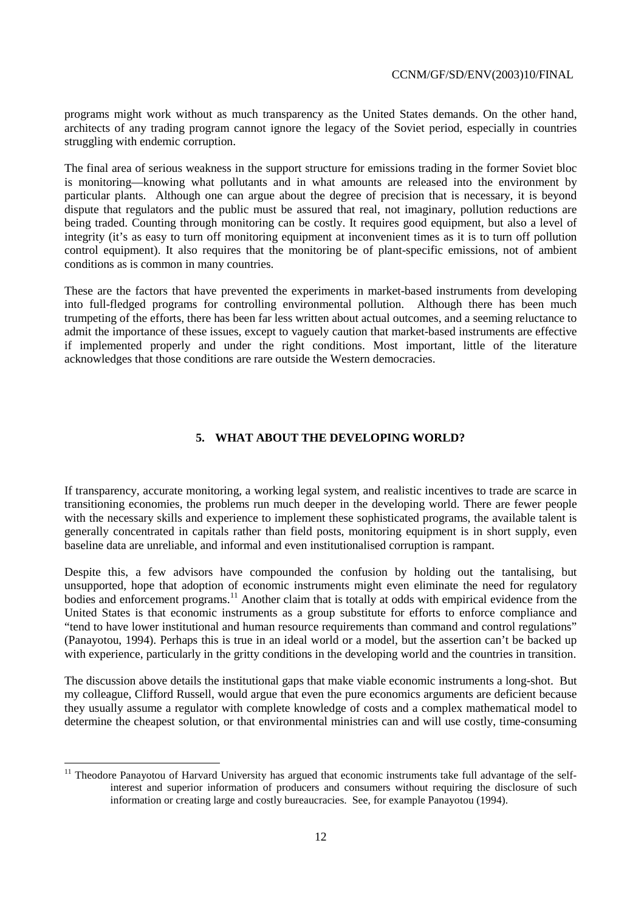programs might work without as much transparency as the United States demands. On the other hand, architects of any trading program cannot ignore the legacy of the Soviet period, especially in countries struggling with endemic corruption.

The final area of serious weakness in the support structure for emissions trading in the former Soviet bloc is monitoring—knowing what pollutants and in what amounts are released into the environment by particular plants. Although one can argue about the degree of precision that is necessary, it is beyond dispute that regulators and the public must be assured that real, not imaginary, pollution reductions are being traded. Counting through monitoring can be costly. It requires good equipment, but also a level of integrity (it's as easy to turn off monitoring equipment at inconvenient times as it is to turn off pollution control equipment). It also requires that the monitoring be of plant-specific emissions, not of ambient conditions as is common in many countries.

These are the factors that have prevented the experiments in market-based instruments from developing into full-fledged programs for controlling environmental pollution. Although there has been much trumpeting of the efforts, there has been far less written about actual outcomes, and a seeming reluctance to admit the importance of these issues, except to vaguely caution that market-based instruments are effective if implemented properly and under the right conditions. Most important, little of the literature acknowledges that those conditions are rare outside the Western democracies.

## 5. WHAT ABOUT THE DEVELOPING WORLD?

If transparency, accurate monitoring, a working legal system, and realistic incentives to trade are scarce in transitioning economies, the problems run much deeper in the developing world. There are fewer people with the necessary skills and experience to implement these sophisticated programs, the available talent is generally concentrated in capitals rather than field posts, monitoring equipment is in short supply, even baseline data are unreliable, and informal and even institutionalised corruption is rampant.

Despite this, a few advisors have compounded the confusion by holding out the tantalising, but unsupported, hope that adoption of economic instruments might even eliminate the need for regulatory bodies and enforcement programs.[11] Another claim that is totally at odds with empirical evidence from the United States is that economic instruments as a group substitute for efforts to enforce compliance and "tend to have lower institutional and human resource requirements than command and control regulations" (Panayotou, 1994). Perhaps this is true in an ideal world or a model, but the assertion can't be backed up with experience, particularly in the gritty conditions in the developing world and the countries in transition.

The discussion above details the institutional gaps that make viable economic instruments a long-shot. But my colleague, Clifford Russell, would argue that even the pure economics arguments are deficient because they usually assume a regulator with complete knowledge of costs and a complex mathematical model to determine the cheapest solution, or that environmental ministries can and will use costly, time-consuming

---

[11] Theodore Panayotou of Harvard University has argued that economic instruments take full advantage of the self-interest and superior information of producers and consumers without requiring the disclosure of such information or creating large and costly bureaucracies. See, for example Panayotou (1994).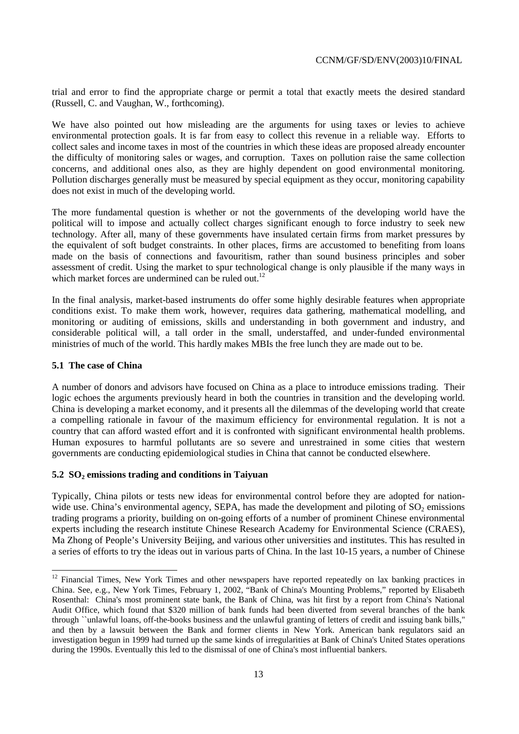trial and error to find the appropriate charge or permit a total that exactly meets the desired standard (Russell, C. and Vaughan, W., forthcoming).

We have also pointed out how misleading are the arguments for using taxes or levies to achieve environmental protection goals. It is far from easy to collect this revenue in a reliable way. Efforts to collect sales and income taxes in most of the countries in which these ideas are proposed already encounter the difficulty of monitoring sales or wages, and corruption. Taxes on pollution raise the same collection concerns, and additional ones also, as they are highly dependent on good environmental monitoring. Pollution discharges generally must be measured by special equipment as they occur, monitoring capability does not exist in much of the developing world.

The more fundamental question is whether or not the governments of the developing world have the political will to impose and actually collect charges significant enough to force industry to seek new technology. After all, many of these governments have insulated certain firms from market pressures by the equivalent of soft budget constraints. In other places, firms are accustomed to benefiting from loans made on the basis of connections and favouritism, rather than sound business principles and sober assessment of credit. Using the market to spur technological change is only plausible if the many ways in which market forces are undermined can be ruled out.[12]

In the final analysis, market-based instruments do offer some highly desirable features when appropriate conditions exist. To make them work, however, requires data gathering, mathematical modelling, and monitoring or auditing of emissions, skills and understanding in both government and industry, and considerable political will, a tall order in the small, understaffed, and under-funded environmental ministries of much of the world. This hardly makes MBIs the free lunch they are made out to be.

### 5.1 The case of China

A number of donors and advisors have focused on China as a place to introduce emissions trading. Their logic echoes the arguments previously heard in both the countries in transition and the developing world. China is developing a market economy, and it presents all the dilemmas of the developing world that create a compelling rationale in favour of the maximum efficiency for environmental regulation. It is not a country that can afford wasted effort and it is confronted with significant environmental health problems. Human exposures to harmful pollutants are so severe and unrestrained in some cities that western governments are conducting epidemiological studies in China that cannot be conducted elsewhere.

### 5.2 $SO_2$ emissions trading and conditions in Taiyuan

Typically, China pilots or tests new ideas for environmental control before they are adopted for nation-wide use. China's environmental agency, SEPA, has made the development and piloting of $SO_2$ emissions trading programs a priority, building on on-going efforts of a number of prominent Chinese environmental experts including the research institute Chinese Research Academy for Environmental Science (CRAES), Ma Zhong of People's University Beijing, and various other universities and institutes. This has resulted in a series of efforts to try the ideas out in various parts of China. In the last 10-15 years, a number of Chinese

---

[12] Financial Times, New York Times and other newspapers have reported repeatedly on lax banking practices in China. See, e.g., New York Times, February 1, 2002, "Bank of China's Mounting Problems," reported by Elisabeth Rosenthal: China's most prominent state bank, the Bank of China, was hit first by a report from China's National Audit Office, which found that \$320 million of bank funds had been diverted from several branches of the bank through ``unlawful loans, off-the-books business and the unlawful granting of letters of credit and issuing bank bills," and then by a lawsuit between the Bank and former clients in New York. American bank regulators said an investigation begun in 1999 had turned up the same kinds of irregularities at Bank of China's United States operations during the 1990s. Eventually this led to the dismissal of one of China's most influential bankers.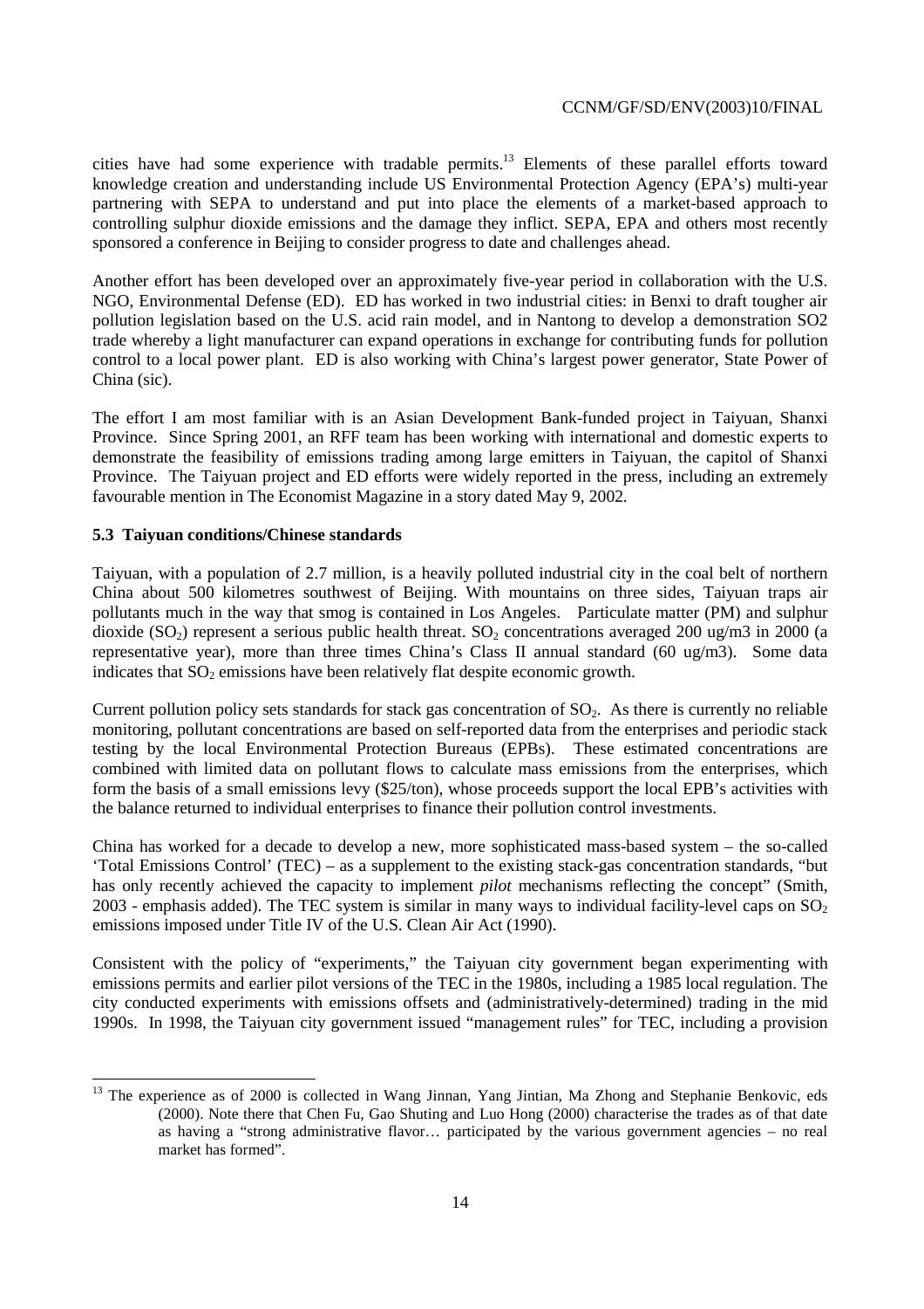cities have had some experience with tradable permits.[13] Elements of these parallel efforts toward knowledge creation and understanding include US Environmental Protection Agency (EPA's) multi-year partnering with SEPA to understand and put into place the elements of a market-based approach to controlling sulphur dioxide emissions and the damage they inflict. SEPA, EPA and others most recently sponsored a conference in Beijing to consider progress to date and challenges ahead.

Another effort has been developed over an approximately five-year period in collaboration with the U.S. NGO, Environmental Defense (ED). ED has worked in two industrial cities: in Benxi to draft tougher air pollution legislation based on the U.S. acid rain model, and in Nantong to develop a demonstration SO2 trade whereby a light manufacturer can expand operations in exchange for contributing funds for pollution control to a local power plant. ED is also working with China's largest power generator, State Power of China (sic).

The effort I am most familiar with is an Asian Development Bank-funded project in Taiyuan, Shanxi Province. Since Spring 2001, an RFF team has been working with international and domestic experts to demonstrate the feasibility of emissions trading among large emitters in Taiyuan, the capitol of Shanxi Province. The Taiyuan project and ED efforts were widely reported in the press, including an extremely favourable mention in The Economist Magazine in a story dated May 9, 2002.

### 5.3 Taiyuan conditions/Chinese standards

Taiyuan, with a population of 2.7 million, is a heavily polluted industrial city in the coal belt of northern China about 500 kilometres southwest of Beijing. With mountains on three sides, Taiyuan traps air pollutants much in the way that smog is contained in Los Angeles. Particulate matter (PM) and sulphur dioxide ($SO_2$) represent a serious public health threat. $SO_2$ concentrations averaged 200 ug/m3 in 2000 (a representative year), more than three times China's Class II annual standard (60 ug/m3). Some data indicates that $SO_2$ emissions have been relatively flat despite economic growth.

Current pollution policy sets standards for stack gas concentration of $SO_2$. As there is currently no reliable monitoring, pollutant concentrations are based on self-reported data from the enterprises and periodic stack testing by the local Environmental Protection Bureaus (EPBs). These estimated concentrations are combined with limited data on pollutant flows to calculate mass emissions from the enterprises, which form the basis of a small emissions levy (\$25/ton), whose proceeds support the local EPB's activities with the balance returned to individual enterprises to finance their pollution control investments.

China has worked for a decade to develop a new, more sophisticated mass-based system – the so-called 'Total Emissions Control' (TEC) – as a supplement to the existing stack-gas concentration standards, "but has only recently achieved the capacity to implement *pilot* mechanisms reflecting the concept" (Smith, 2003 - emphasis added). The TEC system is similar in many ways to individual facility-level caps on $SO_2$ emissions imposed under Title IV of the U.S. Clean Air Act (1990).

Consistent with the policy of "experiments," the Taiyuan city government began experimenting with emissions permits and earlier pilot versions of the TEC in the 1980s, including a 1985 local regulation. The city conducted experiments with emissions offsets and (administratively-determined) trading in the mid 1990s. In 1998, the Taiyuan city government issued "management rules" for TEC, including a provision

[13] The experience as of 2000 is collected in Wang Jinnan, Yang Jintian, Ma Zhong and Stephanie Benkovic, eds (2000). Note there that Chen Fu, Gao Shuting and Luo Hong (2000) characterise the trades as of that date as having a "strong administrative flavor… participated by the various government agencies – no real market has formed".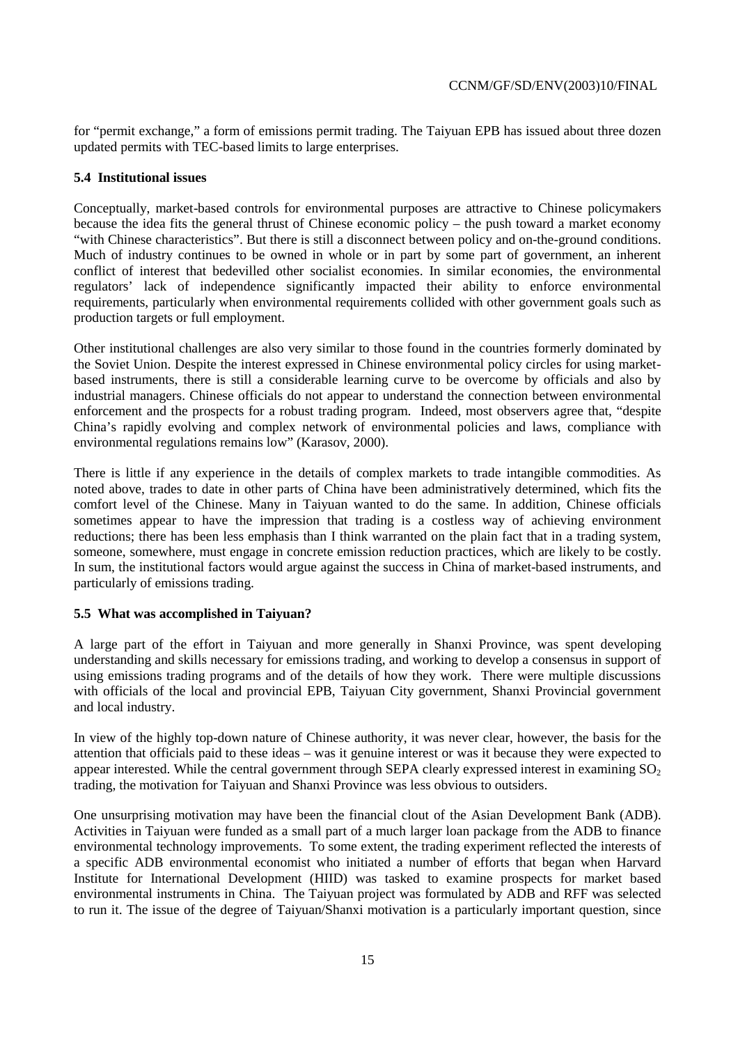for "permit exchange," a form of emissions permit trading. The Taiyuan EPB has issued about three dozen updated permits with TEC-based limits to large enterprises.

### 5.4 Institutional issues

Conceptually, market-based controls for environmental purposes are attractive to Chinese policymakers because the idea fits the general thrust of Chinese economic policy – the push toward a market economy "with Chinese characteristics". But there is still a disconnect between policy and on-the-ground conditions. Much of industry continues to be owned in whole or in part by some part of government, an inherent conflict of interest that bedevilled other socialist economies. In similar economies, the environmental regulators' lack of independence significantly impacted their ability to enforce environmental requirements, particularly when environmental requirements collided with other government goals such as production targets or full employment.

Other institutional challenges are also very similar to those found in the countries formerly dominated by the Soviet Union. Despite the interest expressed in Chinese environmental policy circles for using market-based instruments, there is still a considerable learning curve to be overcome by officials and also by industrial managers. Chinese officials do not appear to understand the connection between environmental enforcement and the prospects for a robust trading program. Indeed, most observers agree that, "despite China's rapidly evolving and complex network of environmental policies and laws, compliance with environmental regulations remains low" (Karasov, 2000).

There is little if any experience in the details of complex markets to trade intangible commodities. As noted above, trades to date in other parts of China have been administratively determined, which fits the comfort level of the Chinese. Many in Taiyuan wanted to do the same. In addition, Chinese officials sometimes appear to have the impression that trading is a costless way of achieving environment reductions; there has been less emphasis than I think warranted on the plain fact that in a trading system, someone, somewhere, must engage in concrete emission reduction practices, which are likely to be costly. In sum, the institutional factors would argue against the success in China of market-based instruments, and particularly of emissions trading.

### 5.5 What was accomplished in Taiyuan?

A large part of the effort in Taiyuan and more generally in Shanxi Province, was spent developing understanding and skills necessary for emissions trading, and working to develop a consensus in support of using emissions trading programs and of the details of how they work. There were multiple discussions with officials of the local and provincial EPB, Taiyuan City government, Shanxi Provincial government and local industry.

In view of the highly top-down nature of Chinese authority, it was never clear, however, the basis for the attention that officials paid to these ideas – was it genuine interest or was it because they were expected to appear interested. While the central government through SEPA clearly expressed interest in examining $SO_2$ trading, the motivation for Taiyuan and Shanxi Province was less obvious to outsiders.

One unsurprising motivation may have been the financial clout of the Asian Development Bank (ADB). Activities in Taiyuan were funded as a small part of a much larger loan package from the ADB to finance environmental technology improvements. To some extent, the trading experiment reflected the interests of a specific ADB environmental economist who initiated a number of efforts that began when Harvard Institute for International Development (HIID) was tasked to examine prospects for market based environmental instruments in China. The Taiyuan project was formulated by ADB and RFF was selected to run it. The issue of the degree of Taiyuan/Shanxi motivation is a particularly important question, since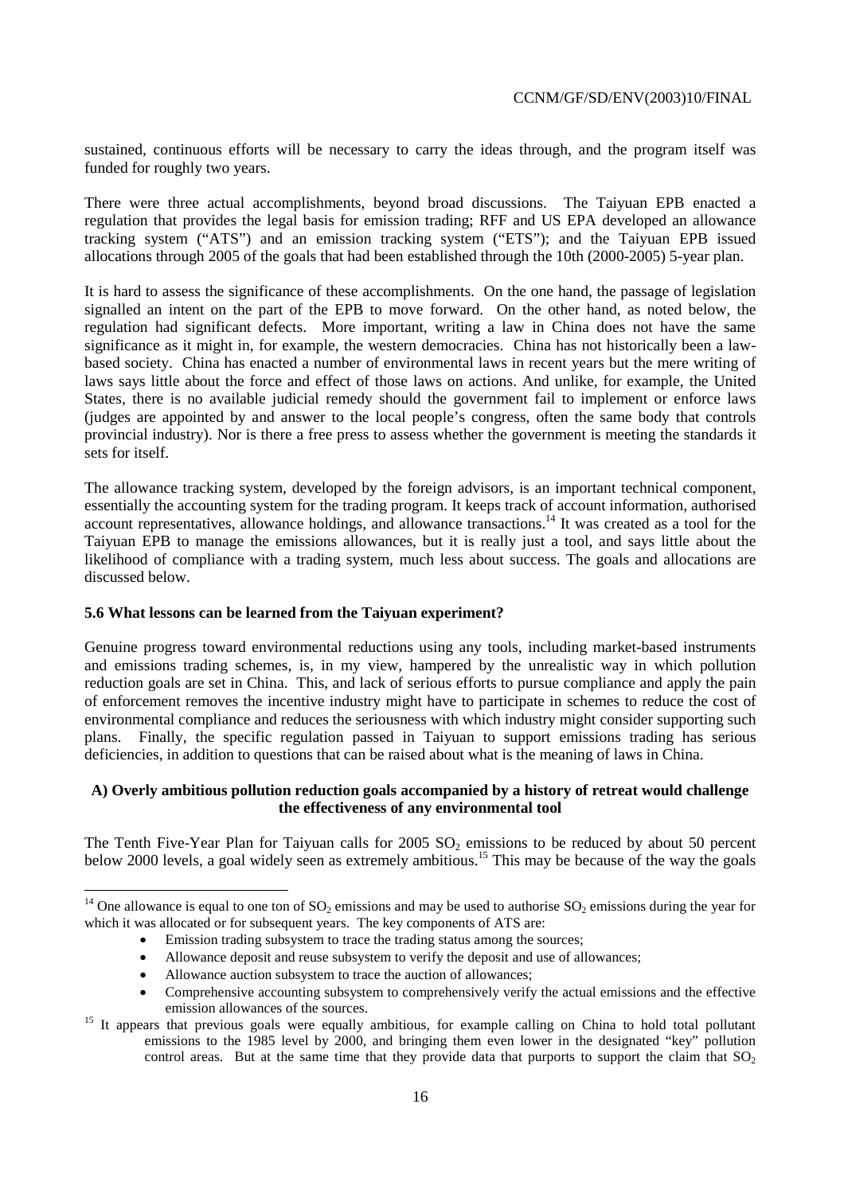sustained, continuous efforts will be necessary to carry the ideas through, and the program itself was funded for roughly two years.

There were three actual accomplishments, beyond broad discussions. The Taiyuan EPB enacted a regulation that provides the legal basis for emission trading; RFF and US EPA developed an allowance tracking system ("ATS") and an emission tracking system ("ETS"); and the Taiyuan EPB issued allocations through 2005 of the goals that had been established through the 10th (2000-2005) 5-year plan.

It is hard to assess the significance of these accomplishments. On the one hand, the passage of legislation signalled an intent on the part of the EPB to move forward. On the other hand, as noted below, the regulation had significant defects. More important, writing a law in China does not have the same significance as it might in, for example, the western democracies. China has not historically been a law-based society. China has enacted a number of environmental laws in recent years but the mere writing of laws says little about the force and effect of those laws on actions. And unlike, for example, the United States, there is no available judicial remedy should the government fail to implement or enforce laws (judges are appointed by and answer to the local people's congress, often the same body that controls provincial industry). Nor is there a free press to assess whether the government is meeting the standards it sets for itself.

The allowance tracking system, developed by the foreign advisors, is an important technical component, essentially the accounting system for the trading program. It keeps track of account information, authorised account representatives, allowance holdings, and allowance transactions.[14] It was created as a tool for the Taiyuan EPB to manage the emissions allowances, but it is really just a tool, and says little about the likelihood of compliance with a trading system, much less about success. The goals and allocations are discussed below.

### 5.6 What lessons can be learned from the Taiyuan experiment?

Genuine progress toward environmental reductions using any tools, including market-based instruments and emissions trading schemes, is, in my view, hampered by the unrealistic way in which pollution reduction goals are set in China. This, and lack of serious efforts to pursue compliance and apply the pain of enforcement removes the incentive industry might have to participate in schemes to reduce the cost of environmental compliance and reduces the seriousness with which industry might consider supporting such plans. Finally, the specific regulation passed in Taiyuan to support emissions trading has serious deficiencies, in addition to questions that can be raised about what is the meaning of laws in China.

#### A) Overly ambitious pollution reduction goals accompanied by a history of retreat would challenge the effectiveness of any environmental tool

The Tenth Five-Year Plan for Taiyuan calls for 2005 $SO_2$ emissions to be reduced by about 50 percent below 2000 levels, a goal widely seen as extremely ambitious.[15] This may be because of the way the goals

---

[14] One allowance is equal to one ton of $SO_2$ emissions and may be used to authorise $SO_2$ emissions during the year for which it was allocated or for subsequent years. The key components of ATS are:

- Emission trading subsystem to trace the trading status among the sources;
- Allowance deposit and reuse subsystem to verify the deposit and use of allowances;
- Allowance auction subsystem to trace the auction of allowances;
- Comprehensive accounting subsystem to comprehensively verify the actual emissions and the effective emission allowances of the sources.

[15] It appears that previous goals were equally ambitious, for example calling on China to hold total pollutant emissions to the 1985 level by 2000, and bringing them even lower in the designated "key" pollution control areas. But at the same time that they provide data that purports to support the claim that $SO_2$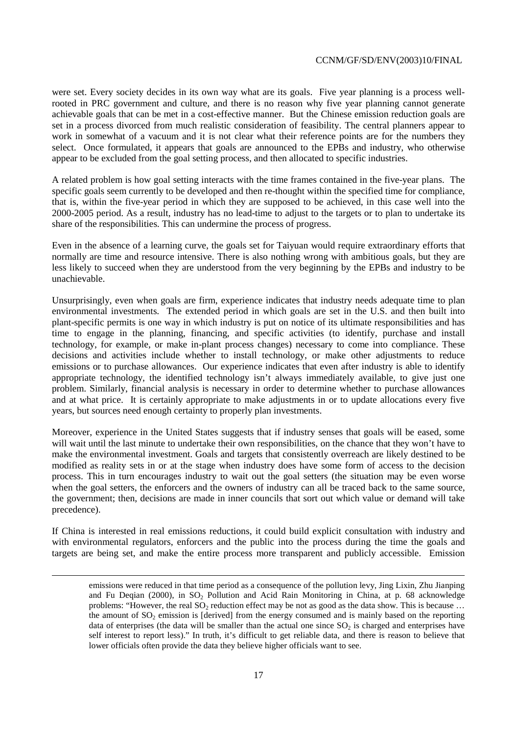were set. Every society decides in its own way what are its goals. Five year planning is a process well-rooted in PRC government and culture, and there is no reason why five year planning cannot generate achievable goals that can be met in a cost-effective manner. But the Chinese emission reduction goals are set in a process divorced from much realistic consideration of feasibility. The central planners appear to work in somewhat of a vacuum and it is not clear what their reference points are for the numbers they select. Once formulated, it appears that goals are announced to the EPBs and industry, who otherwise appear to be excluded from the goal setting process, and then allocated to specific industries.

A related problem is how goal setting interacts with the time frames contained in the five-year plans. The specific goals seem currently to be developed and then re-thought within the specified time for compliance, that is, within the five-year period in which they are supposed to be achieved, in this case well into the 2000-2005 period. As a result, industry has no lead-time to adjust to the targets or to plan to undertake its share of the responsibilities. This can undermine the process of progress.

Even in the absence of a learning curve, the goals set for Taiyuan would require extraordinary efforts that normally are time and resource intensive. There is also nothing wrong with ambitious goals, but they are less likely to succeed when they are understood from the very beginning by the EPBs and industry to be unachievable.

Unsurprisingly, even when goals are firm, experience indicates that industry needs adequate time to plan environmental investments. The extended period in which goals are set in the U.S. and then built into plant-specific permits is one way in which industry is put on notice of its ultimate responsibilities and has time to engage in the planning, financing, and specific activities (to identify, purchase and install technology, for example, or make in-plant process changes) necessary to come into compliance. These decisions and activities include whether to install technology, or make other adjustments to reduce emissions or to purchase allowances. Our experience indicates that even after industry is able to identify appropriate technology, the identified technology isn't always immediately available, to give just one problem. Similarly, financial analysis is necessary in order to determine whether to purchase allowances and at what price. It is certainly appropriate to make adjustments in or to update allocations every five years, but sources need enough certainty to properly plan investments.

Moreover, experience in the United States suggests that if industry senses that goals will be eased, some will wait until the last minute to undertake their own responsibilities, on the chance that they won't have to make the environmental investment. Goals and targets that consistently overreach are likely destined to be modified as reality sets in or at the stage when industry does have some form of access to the decision process. This in turn encourages industry to wait out the goal setters (the situation may be even worse when the goal setters, the enforcers and the owners of industry can all be traced back to the same source, the government; then, decisions are made in inner councils that sort out which value or demand will take precedence).

If China is interested in real emissions reductions, it could build explicit consultation with industry and with environmental regulators, enforcers and the public into the process during the time the goals and targets are being set, and make the entire process more transparent and publicly accessible. Emission

---

emissions were reduced in that time period as a consequence of the pollution levy, Jing Lixin, Zhu Jianping and Fu Deqian (2000), in $SO_2$ Pollution and Acid Rain Monitoring in China, at p. 68 acknowledge problems: "However, the real $SO_2$ reduction effect may be not as good as the data show. This is because … the amount of $SO_2$ emission is [derived] from the energy consumed and is mainly based on the reporting data of enterprises (the data will be smaller than the actual one since $SO_2$ is charged and enterprises have self interest to report less)." In truth, it's difficult to get reliable data, and there is reason to believe that lower officials often provide the data they believe higher officials want to see.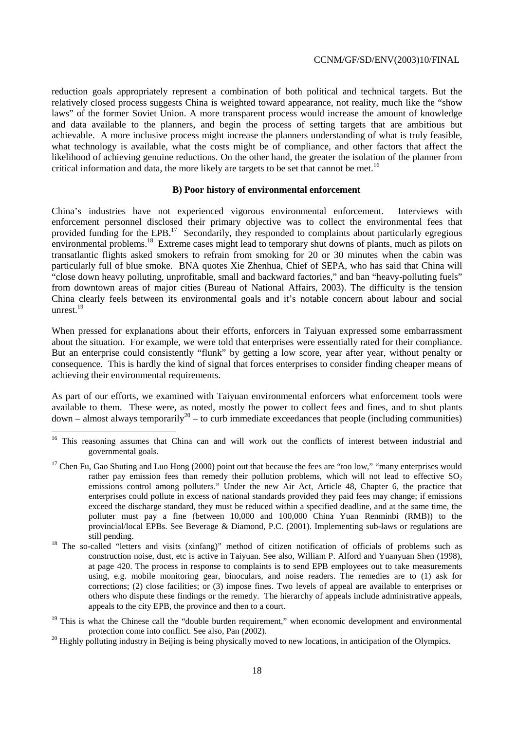reduction goals appropriately represent a combination of both political and technical targets. But the relatively closed process suggests China is weighted toward appearance, not reality, much like the "show laws" of the former Soviet Union. A more transparent process would increase the amount of knowledge and data available to the planners, and begin the process of setting targets that are ambitious but achievable. A more inclusive process might increase the planners understanding of what is truly feasible, what technology is available, what the costs might be of compliance, and other factors that affect the likelihood of achieving genuine reductions. On the other hand, the greater the isolation of the planner from critical information and data, the more likely are targets to be set that cannot be met.[16]

### B) Poor history of environmental enforcement

China's industries have not experienced vigorous environmental enforcement. Interviews with enforcement personnel disclosed their primary objective was to collect the environmental fees that provided funding for the EPB.[17] Secondarily, they responded to complaints about particularly egregious environmental problems.[18] Extreme cases might lead to temporary shut downs of plants, much as pilots on transatlantic flights asked smokers to refrain from smoking for 20 or 30 minutes when the cabin was particularly full of blue smoke. BNA quotes Xie Zhenhua, Chief of SEPA, who has said that China will "close down heavy polluting, unprofitable, small and backward factories," and ban "heavy-polluting fuels" from downtown areas of major cities (Bureau of National Affairs, 2003). The difficulty is the tension China clearly feels between its environmental goals and it's notable concern about labour and social unrest.[19]

When pressed for explanations about their efforts, enforcers in Taiyuan expressed some embarrassment about the situation. For example, we were told that enterprises were essentially rated for their compliance. But an enterprise could consistently "flunk" by getting a low score, year after year, without penalty or consequence. This is hardly the kind of signal that forces enterprises to consider finding cheaper means of achieving their environmental requirements.

As part of our efforts, we examined with Taiyuan environmental enforcers what enforcement tools were available to them. These were, as noted, mostly the power to collect fees and fines, and to shut plants down – almost always temporarily[20] – to curb immediate exceedances that people (including communities)

---

[16] This reasoning assumes that China can and will work out the conflicts of interest between industrial and governmental goals.

[17] Chen Fu, Gao Shuting and Luo Hong (2000) point out that because the fees are "too low," "many enterprises would rather pay emission fees than remedy their pollution problems, which will not lead to effective $SO_2$ emissions control among polluters." Under the new Air Act, Article 48, Chapter 6, the practice that enterprises could pollute in excess of national standards provided they paid fees may change; if emissions exceed the discharge standard, they must be reduced within a specified deadline, and at the same time, the polluter must pay a fine (between 10,000 and 100,000 China Yuan Renminbi (RMB)) to the provincial/local EPBs. See Beverage & Diamond, P.C. (2001). Implementing sub-laws or regulations are still pending.

[18] The so-called "letters and visits (xinfang)" method of citizen notification of officials of problems such as construction noise, dust, etc is active in Taiyuan. See also, William P. Alford and Yuanyuan Shen (1998), at page 420. The process in response to complaints is to send EPB employees out to take measurements using, e.g. mobile monitoring gear, binoculars, and noise readers. The remedies are to (1) ask for corrections; (2) close facilities; or (3) impose fines. Two levels of appeal are available to enterprises or others who dispute these findings or the remedy. The hierarchy of appeals include administrative appeals, appeals to the city EPB, the province and then to a court.

[19] This is what the Chinese call the "double burden requirement," when economic development and environmental protection come into conflict. See also, Pan (2002).

[20] Highly polluting industry in Beijing is being physically moved to new locations, in anticipation of the Olympics.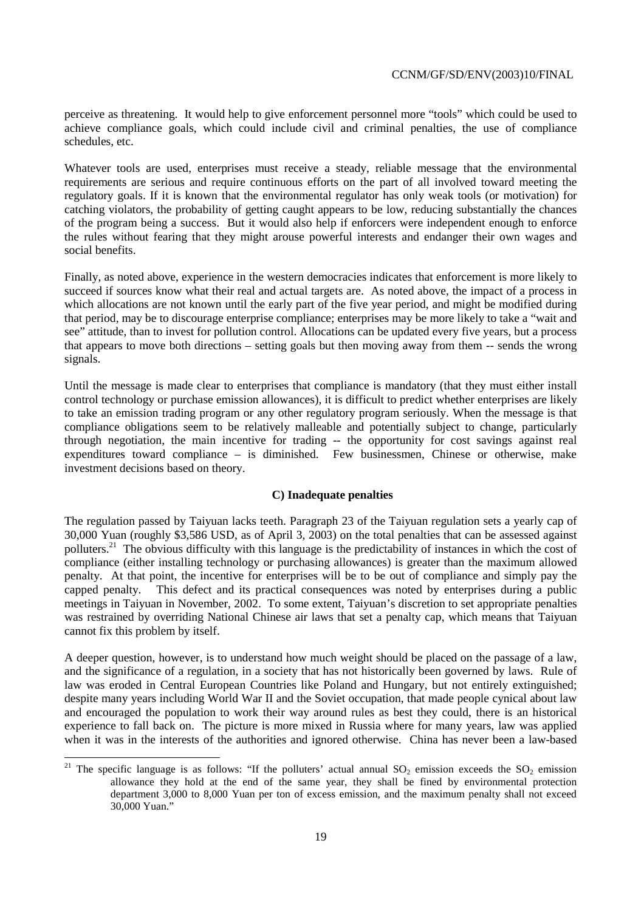perceive as threatening. It would help to give enforcement personnel more "tools" which could be used to achieve compliance goals, which could include civil and criminal penalties, the use of compliance schedules, etc.

Whatever tools are used, enterprises must receive a steady, reliable message that the environmental requirements are serious and require continuous efforts on the part of all involved toward meeting the regulatory goals. If it is known that the environmental regulator has only weak tools (or motivation) for catching violators, the probability of getting caught appears to be low, reducing substantially the chances of the program being a success. But it would also help if enforcers were independent enough to enforce the rules without fearing that they might arouse powerful interests and endanger their own wages and social benefits.

Finally, as noted above, experience in the western democracies indicates that enforcement is more likely to succeed if sources know what their real and actual targets are. As noted above, the impact of a process in which allocations are not known until the early part of the five year period, and might be modified during that period, may be to discourage enterprise compliance; enterprises may be more likely to take a "wait and see" attitude, than to invest for pollution control. Allocations can be updated every five years, but a process that appears to move both directions – setting goals but then moving away from them -- sends the wrong signals.

Until the message is made clear to enterprises that compliance is mandatory (that they must either install control technology or purchase emission allowances), it is difficult to predict whether enterprises are likely to take an emission trading program or any other regulatory program seriously. When the message is that compliance obligations seem to be relatively malleable and potentially subject to change, particularly through negotiation, the main incentive for trading -- the opportunity for cost savings against real expenditures toward compliance – is diminished. Few businessmen, Chinese or otherwise, make investment decisions based on theory.

### C) Inadequate penalties

The regulation passed by Taiyuan lacks teeth. Paragraph 23 of the Taiyuan regulation sets a yearly cap of 30,000 Yuan (roughly \$3,586 USD, as of April 3, 2003) on the total penalties that can be assessed against polluters.[21] The obvious difficulty with this language is the predictability of instances in which the cost of compliance (either installing technology or purchasing allowances) is greater than the maximum allowed penalty. At that point, the incentive for enterprises will be to be out of compliance and simply pay the capped penalty. This defect and its practical consequences was noted by enterprises during a public meetings in Taiyuan in November, 2002. To some extent, Taiyuan's discretion to set appropriate penalties was restrained by overriding National Chinese air laws that set a penalty cap, which means that Taiyuan cannot fix this problem by itself.

A deeper question, however, is to understand how much weight should be placed on the passage of a law, and the significance of a regulation, in a society that has not historically been governed by laws. Rule of law was eroded in Central European Countries like Poland and Hungary, but not entirely extinguished; despite many years including World War II and the Soviet occupation, that made people cynical about law and encouraged the population to work their way around rules as best they could, there is an historical experience to fall back on. The picture is more mixed in Russia where for many years, law was applied when it was in the interests of the authorities and ignored otherwise. China has never been a law-based

---

[21] The specific language is as follows: "If the polluters' actual annual $SO_2$ emission exceeds the $SO_2$ emission allowance they hold at the end of the same year, they shall be fined by environmental protection department 3,000 to 8,000 Yuan per ton of excess emission, and the maximum penalty shall not exceed 30,000 Yuan."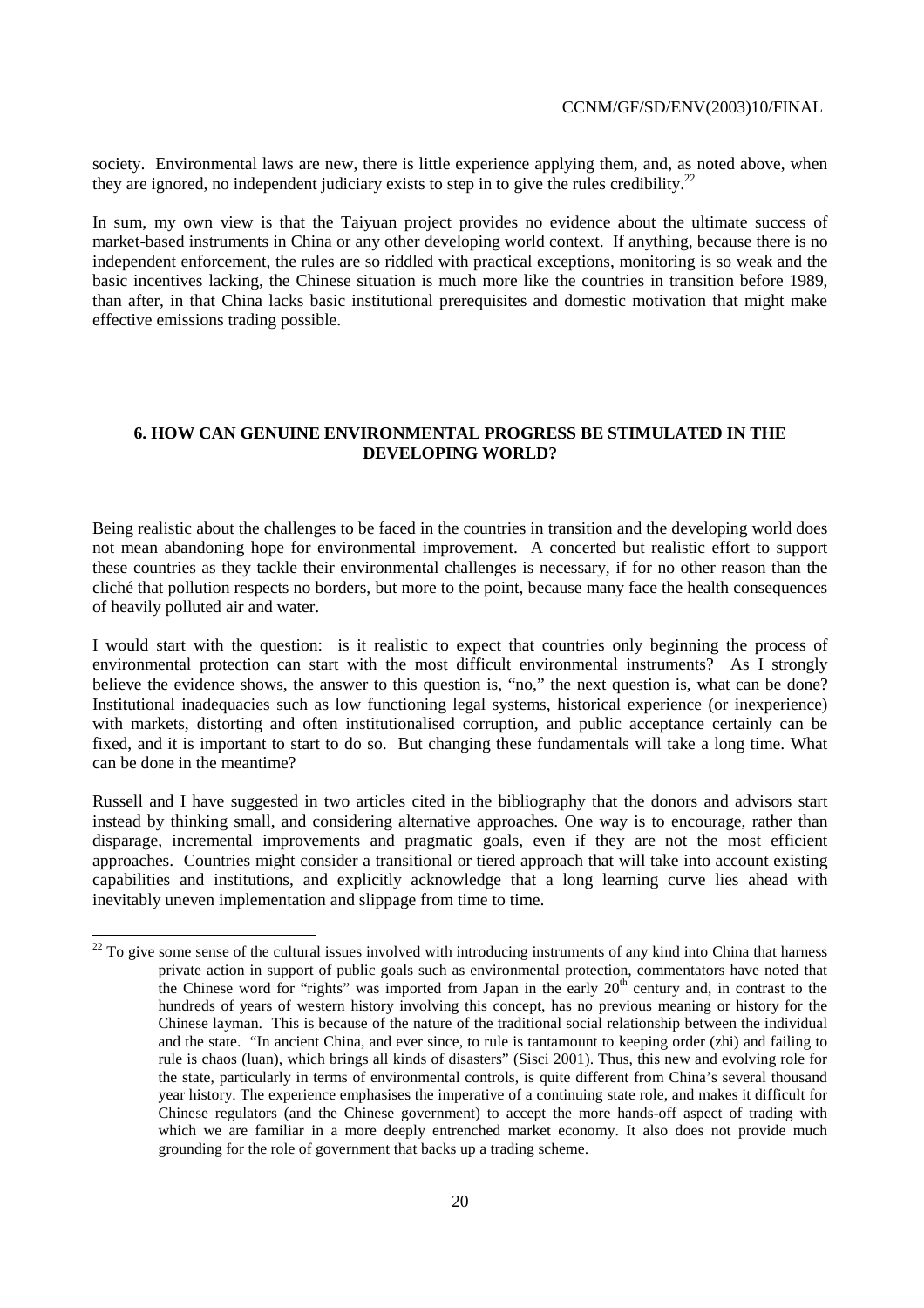society. Environmental laws are new, there is little experience applying them, and, as noted above, when they are ignored, no independent judiciary exists to step in to give the rules credibility.[22]

In sum, my own view is that the Taiyuan project provides no evidence about the ultimate success of market-based instruments in China or any other developing world context. If anything, because there is no independent enforcement, the rules are so riddled with practical exceptions, monitoring is so weak and the basic incentives lacking, the Chinese situation is much more like the countries in transition before 1989, than after, in that China lacks basic institutional prerequisites and domestic motivation that might make effective emissions trading possible.

## 6. HOW CAN GENUINE ENVIRONMENTAL PROGRESS BE STIMULATED IN THE DEVELOPING WORLD?

Being realistic about the challenges to be faced in the countries in transition and the developing world does not mean abandoning hope for environmental improvement. A concerted but realistic effort to support these countries as they tackle their environmental challenges is necessary, if for no other reason than the cliché that pollution respects no borders, but more to the point, because many face the health consequences of heavily polluted air and water.

I would start with the question: is it realistic to expect that countries only beginning the process of environmental protection can start with the most difficult environmental instruments? As I strongly believe the evidence shows, the answer to this question is, "no," the next question is, what can be done? Institutional inadequacies such as low functioning legal systems, historical experience (or inexperience) with markets, distorting and often institutionalised corruption, and public acceptance certainly can be fixed, and it is important to start to do so. But changing these fundamentals will take a long time. What can be done in the meantime?

Russell and I have suggested in two articles cited in the bibliography that the donors and advisors start instead by thinking small, and considering alternative approaches. One way is to encourage, rather than disparage, incremental improvements and pragmatic goals, even if they are not the most efficient approaches. Countries might consider a transitional or tiered approach that will take into account existing capabilities and institutions, and explicitly acknowledge that a long learning curve lies ahead with inevitably uneven implementation and slippage from time to time.

---

[22] To give some sense of the cultural issues involved with introducing instruments of any kind into China that harness private action in support of public goals such as environmental protection, commentators have noted that the Chinese word for "rights" was imported from Japan in the early 20th century and, in contrast to the hundreds of years of western history involving this concept, has no previous meaning or history for the Chinese layman. This is because of the nature of the traditional social relationship between the individual and the state. "In ancient China, and ever since, to rule is tantamount to keeping order (zhi) and failing to rule is chaos (luan), which brings all kinds of disasters" (Sisci 2001). Thus, this new and evolving role for the state, particularly in terms of environmental controls, is quite different from China's several thousand year history. The experience emphasises the imperative of a continuing state role, and makes it difficult for Chinese regulators (and the Chinese government) to accept the more hands-off aspect of trading with which we are familiar in a more deeply entrenched market economy. It also does not provide much grounding for the role of government that backs up a trading scheme.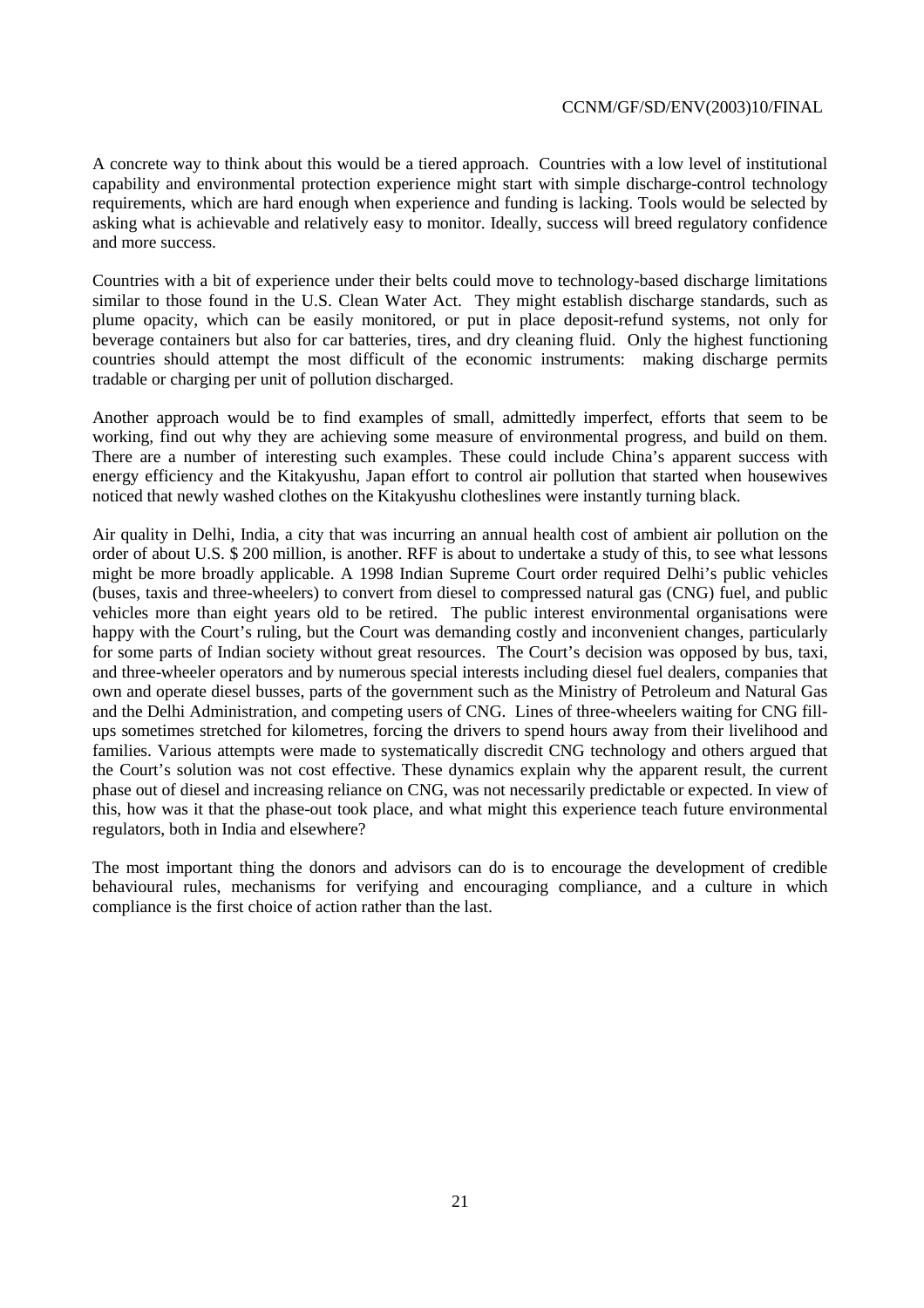A concrete way to think about this would be a tiered approach. Countries with a low level of institutional capability and environmental protection experience might start with simple discharge-control technology requirements, which are hard enough when experience and funding is lacking. Tools would be selected by asking what is achievable and relatively easy to monitor. Ideally, success will breed regulatory confidence and more success.

Countries with a bit of experience under their belts could move to technology-based discharge limitations similar to those found in the U.S. Clean Water Act. They might establish discharge standards, such as plume opacity, which can be easily monitored, or put in place deposit-refund systems, not only for beverage containers but also for car batteries, tires, and dry cleaning fluid. Only the highest functioning countries should attempt the most difficult of the economic instruments: making discharge permits tradable or charging per unit of pollution discharged.

Another approach would be to find examples of small, admittedly imperfect, efforts that seem to be working, find out why they are achieving some measure of environmental progress, and build on them. There are a number of interesting such examples. These could include China's apparent success with energy efficiency and the Kitakyushu, Japan effort to control air pollution that started when housewives noticed that newly washed clothes on the Kitakyushu clotheslines were instantly turning black.

Air quality in Delhi, India, a city that was incurring an annual health cost of ambient air pollution on the order of about U.S. $ 200 million, is another. RFF is about to undertake a study of this, to see what lessons might be more broadly applicable. A 1998 Indian Supreme Court order required Delhi's public vehicles (buses, taxis and three-wheelers) to convert from diesel to compressed natural gas (CNG) fuel, and public vehicles more than eight years old to be retired. The public interest environmental organisations were happy with the Court's ruling, but the Court was demanding costly and inconvenient changes, particularly for some parts of Indian society without great resources. The Court's decision was opposed by bus, taxi, and three-wheeler operators and by numerous special interests including diesel fuel dealers, companies that own and operate diesel busses, parts of the government such as the Ministry of Petroleum and Natural Gas and the Delhi Administration, and competing users of CNG. Lines of three-wheelers waiting for CNG fill-ups sometimes stretched for kilometres, forcing the drivers to spend hours away from their livelihood and families. Various attempts were made to systematically discredit CNG technology and others argued that the Court's solution was not cost effective. These dynamics explain why the apparent result, the current phase out of diesel and increasing reliance on CNG, was not necessarily predictable or expected. In view of this, how was it that the phase-out took place, and what might this experience teach future environmental regulators, both in India and elsewhere?

The most important thing the donors and advisors can do is to encourage the development of credible behavioural rules, mechanisms for verifying and encouraging compliance, and a culture in which compliance is the first choice of action rather than the last.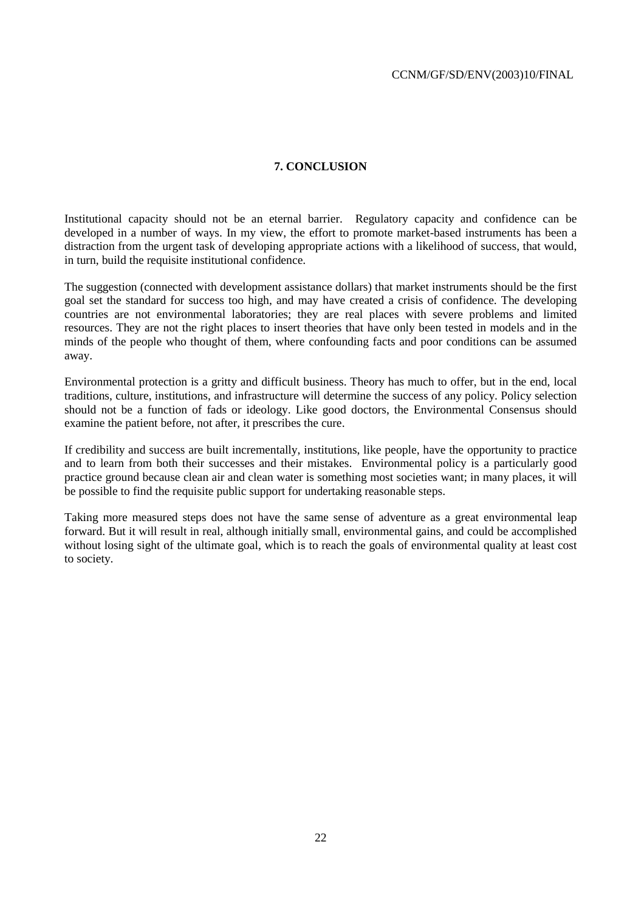## 7. CONCLUSION

Institutional capacity should not be an eternal barrier. Regulatory capacity and confidence can be developed in a number of ways. In my view, the effort to promote market-based instruments has been a distraction from the urgent task of developing appropriate actions with a likelihood of success, that would, in turn, build the requisite institutional confidence.

The suggestion (connected with development assistance dollars) that market instruments should be the first goal set the standard for success too high, and may have created a crisis of confidence. The developing countries are not environmental laboratories; they are real places with severe problems and limited resources. They are not the right places to insert theories that have only been tested in models and in the minds of the people who thought of them, where confounding facts and poor conditions can be assumed away.

Environmental protection is a gritty and difficult business. Theory has much to offer, but in the end, local traditions, culture, institutions, and infrastructure will determine the success of any policy. Policy selection should not be a function of fads or ideology. Like good doctors, the Environmental Consensus should examine the patient before, not after, it prescribes the cure.

If credibility and success are built incrementally, institutions, like people, have the opportunity to practice and to learn from both their successes and their mistakes. Environmental policy is a particularly good practice ground because clean air and clean water is something most societies want; in many places, it will be possible to find the requisite public support for undertaking reasonable steps.

Taking more measured steps does not have the same sense of adventure as a great environmental leap forward. But it will result in real, although initially small, environmental gains, and could be accomplished without losing sight of the ultimate goal, which is to reach the goals of environmental quality at least cost to society.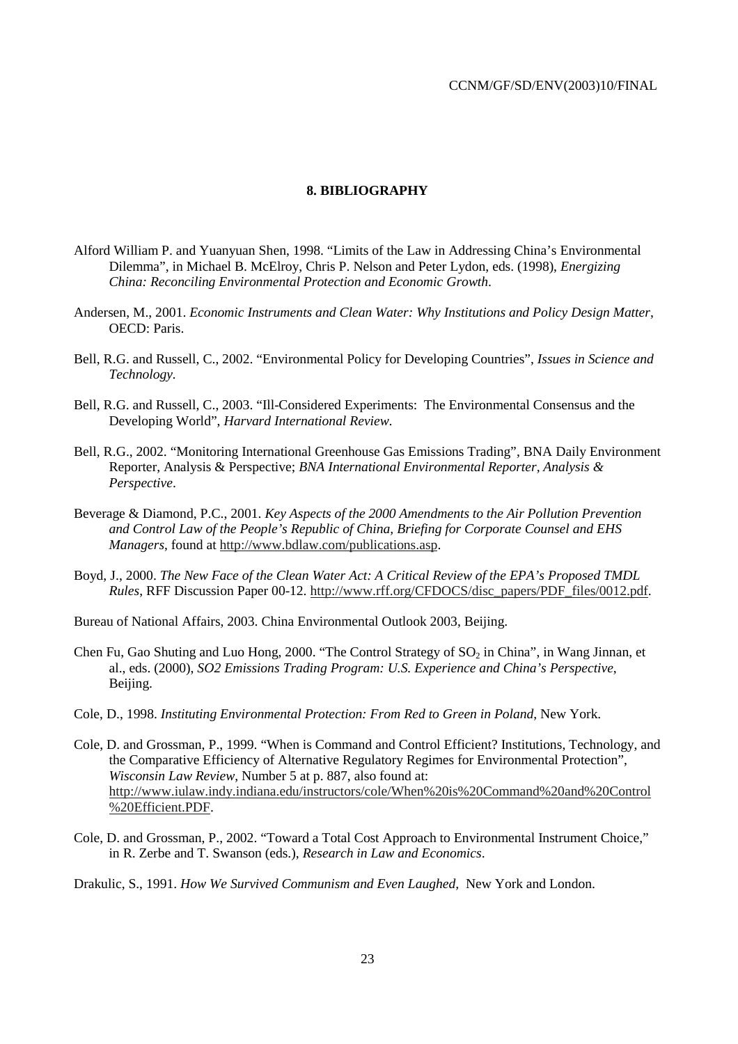## 8. BIBLIOGRAPHY

Alford William P. and Yuanyuan Shen, 1998. "Limits of the Law in Addressing China's Environmental Dilemma", in Michael B. McElroy, Chris P. Nelson and Peter Lydon, eds. (1998), *Energizing China: Reconciling Environmental Protection and Economic Growth*.

Andersen, M., 2001. *Economic Instruments and Clean Water: Why Institutions and Policy Design Matter*, OECD: Paris.

Bell, R.G. and Russell, C., 2002. "Environmental Policy for Developing Countries", *Issues in Science and Technology*.

Bell, R.G. and Russell, C., 2003. "Ill-Considered Experiments: The Environmental Consensus and the Developing World", *Harvard International Review*.

Bell, R.G., 2002. "Monitoring International Greenhouse Gas Emissions Trading", BNA Daily Environment Reporter, Analysis & Perspective; *BNA International Environmental Reporter, Analysis & Perspective*.

Beverage & Diamond, P.C., 2001. *Key Aspects of the 2000 Amendments to the Air Pollution Prevention and Control Law of the People's Republic of China, Briefing for Corporate Counsel and EHS Managers*, found at http://www.bdlaw.com/publications.asp.

Boyd, J., 2000. *The New Face of the Clean Water Act: A Critical Review of the EPA's Proposed TMDL Rules*, RFF Discussion Paper 00-12. http://www.rff.org/CFDOCS/disc_papers/PDF_files/0012.pdf.

Bureau of National Affairs, 2003. China Environmental Outlook 2003, Beijing.

Chen Fu, Gao Shuting and Luo Hong, 2000. "The Control Strategy of $SO_2$ in China", in Wang Jinnan, et al., eds. (2000), *SO2 Emissions Trading Program: U.S. Experience and China's Perspective*, Beijing.

Cole, D., 1998. *Instituting Environmental Protection: From Red to Green in Poland*, New York.

Cole, D. and Grossman, P., 1999. "When is Command and Control Efficient? Institutions, Technology, and the Comparative Efficiency of Alternative Regulatory Regimes for Environmental Protection", *Wisconsin Law Review*, Number 5 at p. 887, also found at: http://www.iulaw.indy.indiana.edu/instructors/cole/When%20is%20Command%20and%20Control%20Efficient.PDF.

Cole, D. and Grossman, P., 2002. "Toward a Total Cost Approach to Environmental Instrument Choice," in R. Zerbe and T. Swanson (eds.), *Research in Law and Economics*.

Drakulic, S., 1991. *How We Survived Communism and Even Laughed,* New York and London.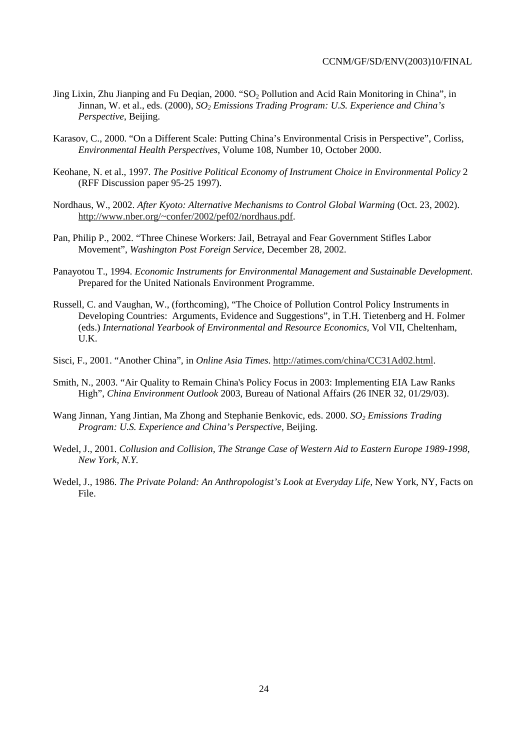Jing Lixin, Zhu Jianping and Fu Deqian, 2000. "$SO_2$ Pollution and Acid Rain Monitoring in China", in Jinnan, W. et al., eds. (2000), *$SO_2$ Emissions Trading Program: U.S. Experience and China's Perspective*, Beijing.

Karasov, C., 2000. "On a Different Scale: Putting China's Environmental Crisis in Perspective", Corliss, *Environmental Health Perspectives*, Volume 108, Number 10, October 2000.

Keohane, N. et al., 1997. *The Positive Political Economy of Instrument Choice in Environmental Policy* 2 (RFF Discussion paper 95-25 1997).

Nordhaus, W., 2002. *After Kyoto: Alternative Mechanisms to Control Global Warming* (Oct. 23, 2002). http://www.nber.org/~confer/2002/pef02/nordhaus.pdf.

Pan, Philip P., 2002. "Three Chinese Workers: Jail, Betrayal and Fear Government Stifles Labor Movement", *Washington Post Foreign Service*, December 28, 2002.

Panayotou T., 1994. *Economic Instruments for Environmental Management and Sustainable Development*. Prepared for the United Nationals Environment Programme.

Russell, C. and Vaughan, W., (forthcoming), "The Choice of Pollution Control Policy Instruments in Developing Countries: Arguments, Evidence and Suggestions", in T.H. Tietenberg and H. Folmer (eds.) *International Yearbook of Environmental and Resource Economics,* Vol VII, Cheltenham, U.K.

Sisci, F., 2001. "Another China", in *Online Asia Times*. http://atimes.com/china/CC31Ad02.html.

Smith, N., 2003. "Air Quality to Remain China's Policy Focus in 2003: Implementing EIA Law Ranks High", *China Environment Outlook* 2003, Bureau of National Affairs (26 INER 32, 01/29/03).

Wang Jinnan, Yang Jintian, Ma Zhong and Stephanie Benkovic, eds. 2000. *$SO_2$ Emissions Trading Program: U.S. Experience and China's Perspective*, Beijing.

Wedel, J., 2001. *Collusion and Collision, The Strange Case of Western Aid to Eastern Europe 1989-1998, New York, N.Y.*

Wedel, J., 1986. *The Private Poland: An Anthropologist's Look at Everyday Life,* New York, NY, Facts on File.